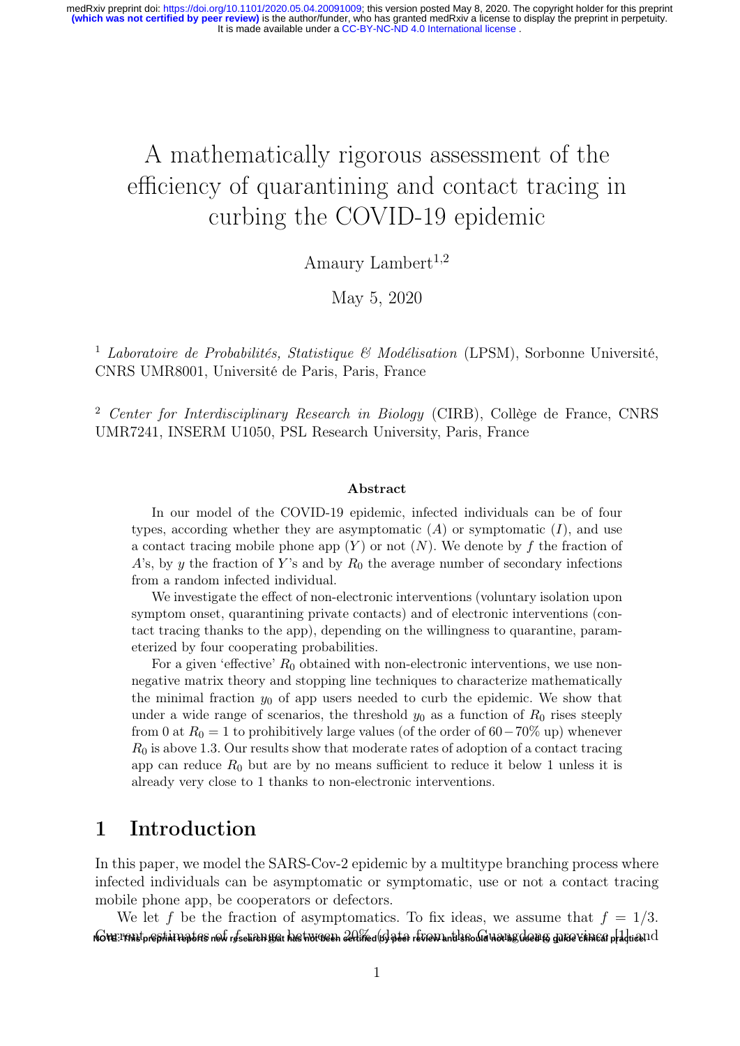// A mathematically rigorous assessment of the efficiency of quarantining and contact tracing in curbing the COVID-19 epidemic

Amaury Lambert[1,2]

May 5, 2020

[1] *Laboratoire de Probabilités, Statistique & Modélisation* (LPSM), Sorbonne Université, CNRS UMR8001, Université de Paris, Paris, France

[2] *Center for Interdisciplinary Research in Biology* (CIRB), Collège de France, CNRS UMR7241, INSERM U1050, PSL Research University, Paris, France

**Abstract**

In our model of the COVID-19 epidemic, infected individuals can be of four types, according whether they are asymptomatic ($A$) or symptomatic ($I$), and use a contact tracing mobile phone app ($Y$) or not ($N$). We denote by $f$ the fraction of $A$'s, by $y$ the fraction of $Y$'s and by $R_0$ the average number of secondary infections from a random infected individual.

We investigate the effect of non-electronic interventions (voluntary isolation upon symptom onset, quarantining private contacts) and of electronic interventions (contact tracing thanks to the app), depending on the willingness to quarantine, parameterized by four cooperating probabilities.

For a given 'effective' $R_0$ obtained with non-electronic interventions, we use nonnegative matrix theory and stopping line techniques to characterize mathematically the minimal fraction $y_0$ of app users needed to curb the epidemic. We show that under a wide range of scenarios, the threshold $y_0$ as a function of $R_0$ rises steeply from 0 at $R_0 = 1$ to prohibitively large values (of the order of $60-70\%$ up) whenever $R_0$ is above 1.3. Our results show that moderate rates of adoption of a contact tracing app can reduce $R_0$ but are by no means sufficient to reduce it below 1 unless it is already very close to 1 thanks to non-electronic interventions.

## 1 Introduction

In this paper, we model the SARS-Cov-2 epidemic by a multitype branching process where infected individuals can be asymptomatic or symptomatic, use or not a contact tracing mobile phone app, be cooperators or defectors.

We let $f$ be the fraction of asymptomatics. To fix ideas, we assume that $f = 1/3$. Current estimates of $f$ range between 20% (data from the Guangdong province [1]) and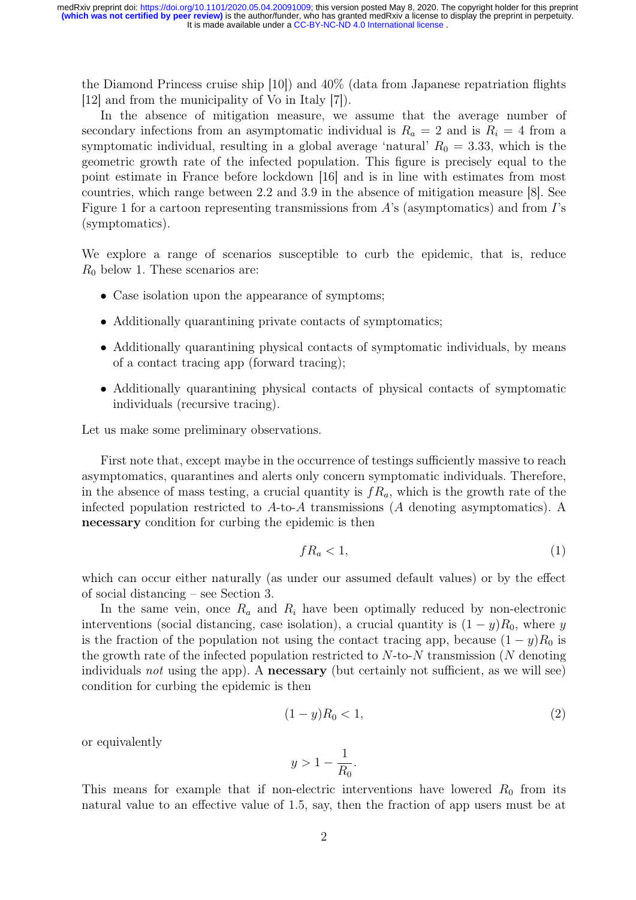the Diamond Princess cruise ship [10]) and 40% (data from Japanese repatriation flights [12] and from the municipality of Vo in Italy [7]).

In the absence of mitigation measure, we assume that the average number of secondary infections from an asymptomatic individual is $R_a = 2$ and is $R_i = 4$ from a symptomatic individual, resulting in a global average 'natural' $R_0 = 3.33$, which is the geometric growth rate of the infected population. This figure is precisely equal to the point estimate in France before lockdown [16] and is in line with estimates from most countries, which range between 2.2 and 3.9 in the absence of mitigation measure [8]. See Figure 1 for a cartoon representing transmissions from $A$'s (asymptomatics) and from $I$'s (symptomatics).

We explore a range of scenarios susceptible to curb the epidemic, that is, reduce $R_0$ below 1. These scenarios are:

- Case isolation upon the appearance of symptoms;
- Additionally quarantining private contacts of symptomatics;
- Additionally quarantining physical contacts of symptomatic individuals, by means of a contact tracing app (forward tracing);
- Additionally quarantining physical contacts of physical contacts of symptomatic individuals (recursive tracing).

Let us make some preliminary observations.

First note that, except maybe in the occurrence of testings sufficiently massive to reach asymptomatics, quarantines and alerts only concern symptomatic individuals. Therefore, in the absence of mass testing, a crucial quantity is $fR_a$, which is the growth rate of the infected population restricted to $A$-to-$A$ transmissions ($A$ denoting asymptomatics). A **necessary** condition for curbing the epidemic is then

$$fR_a < 1, \tag{1}$$

which can occur either naturally (as under our assumed default values) or by the effect of social distancing – see Section 3.

In the same vein, once $R_a$ and $R_i$ have been optimally reduced by non-electronic interventions (social distancing, case isolation), a crucial quantity is $(1-y)R_0$, where $y$ is the fraction of the population not using the contact tracing app, because $(1-y)R_0$ is the growth rate of the infected population restricted to $N$-to-$N$ transmission ($N$ denoting individuals *not* using the app). A **necessary** (but certainly not sufficient, as we will see) condition for curbing the epidemic is then

$$(1-y)R_0 < 1, \tag{2}$$

or equivalently

$$y > 1 - \frac{1}{R_0}.$$

This means for example that if non-electric interventions have lowered $R_0$ from its natural value to an effective value of 1.5, say, then the fraction of app users must be at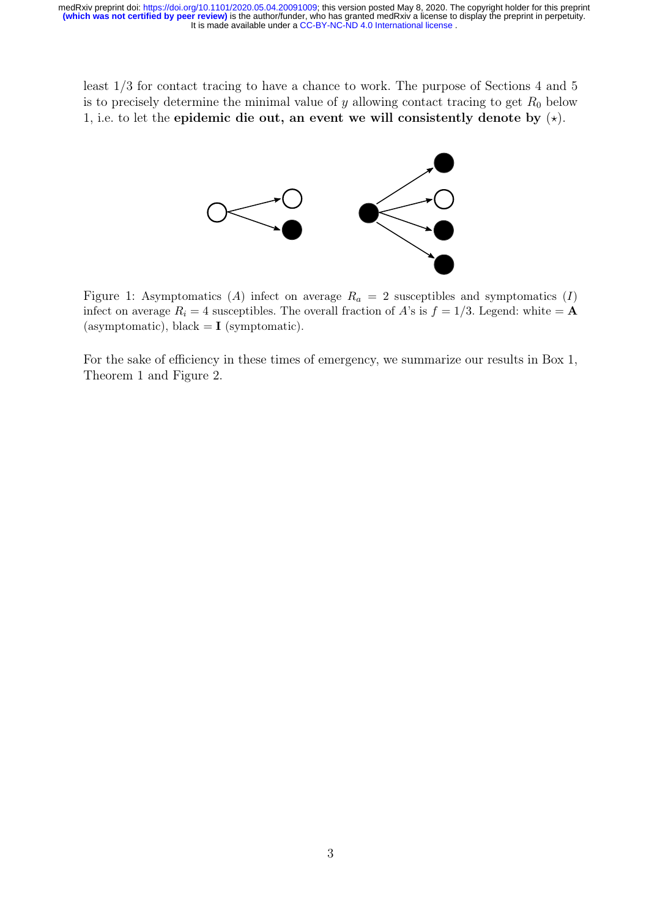least 1/3 for contact tracing to have a chance to work. The purpose of Sections 4 and 5 is to precisely determine the minimal value of $y$ allowing contact tracing to get $R_0$ below 1, i.e. to let the **epidemic die out, an event we will consistently denote by** $(\star)$.

Figure 1: Asymptomatics $(A)$ infect on average $R_a = 2$ susceptibles and symptomatics $(I)$ infect on average $R_i = 4$ susceptibles. The overall fraction of $A$'s is $f = 1/3$. Legend: white = **A** (asymptomatic), black = **I** (symptomatic).

For the sake of efficiency in these times of emergency, we summarize our results in Box 1, Theorem 1 and Figure 2.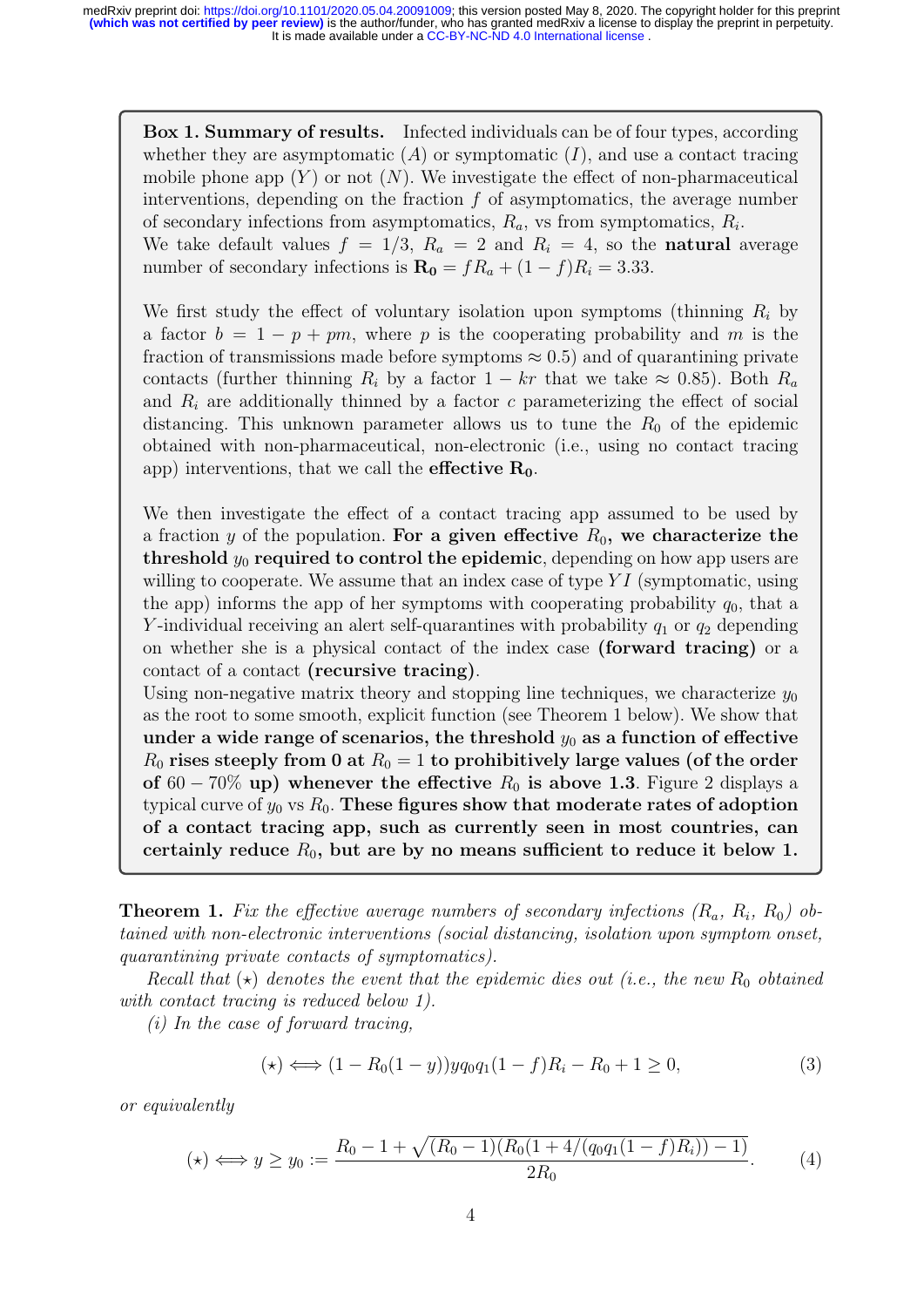**Box 1. Summary of results.** Infected individuals can be of four types, according whether they are asymptomatic ($A$) or symptomatic ($I$), and use a contact tracing mobile phone app ($Y$) or not ($N$). We investigate the effect of non-pharmaceutical interventions, depending on the fraction $f$ of asymptomatics, the average number of secondary infections from asymptomatics, $R_a$, vs from symptomatics, $R_i$.
We take default values $f = 1/3$, $R_a = 2$ and $R_i = 4$, so the **natural** average number of secondary infections is $\mathbf{R_0} = fR_a + (1-f)R_i = 3.33$.

We first study the effect of voluntary isolation upon symptoms (thinning $R_i$ by a factor $b = 1 - p + pm$, where $p$ is the cooperating probability and $m$ is the fraction of transmissions made before symptoms $\approx 0.5$) and of quarantining private contacts (further thinning $R_i$ by a factor $1 - kr$ that we take $\approx 0.85$). Both $R_a$ and $R_i$ are additionally thinned by a factor $c$ parameterizing the effect of social distancing. This unknown parameter allows us to tune the $R_0$ of the epidemic obtained with non-pharmaceutical, non-electronic (i.e., using no contact tracing app) interventions, that we call the **effective** $\mathbf{R_0}$.

We then investigate the effect of a contact tracing app assumed to be used by a fraction $y$ of the population. **For a given effective $R_0$, we characterize the threshold $y_0$ required to control the epidemic**, depending on how app users are willing to cooperate. We assume that an index case of type $YI$ (symptomatic, using the app) informs the app of her symptoms with cooperating probability $q_0$, that a $Y$-individual receiving an alert self-quarantines with probability $q_1$ or $q_2$ depending on whether she is a physical contact of the index case **(forward tracing)** or a contact of a contact **(recursive tracing)**.
Using non-negative matrix theory and stopping line techniques, we characterize $y_0$ as the root to some smooth, explicit function (see Theorem 1 below). We show that **under a wide range of scenarios, the threshold $y_0$ as a function of effective $R_0$ rises steeply from 0 at $R_0 = 1$ to prohibitively large values (of the order of $60 - 70\%$ up) whenever the effective $R_0$ is above 1.3**. Figure 2 displays a typical curve of $y_0$ vs $R_0$. **These figures show that moderate rates of adoption of a contact tracing app, such as currently seen in most countries, can certainly reduce $R_0$, but are by no means sufficient to reduce it below 1.**

**Theorem 1.** *Fix the effective average numbers of secondary infections ($R_a$, $R_i$, $R_0$) obtained with non-electronic interventions (social distancing, isolation upon symptom onset, quarantining private contacts of symptomatics).*

*Recall that ($\star$) denotes the event that the epidemic dies out (i.e., the new $R_0$ obtained with contact tracing is reduced below 1).*

*(i) In the case of forward tracing,*

$$(\star) \iff (1 - R_0(1-y))yq_0q_1(1-f)R_i - R_0 + 1 \geq 0, \tag{3}$$

*or equivalently*

$$(\star) \iff y \geq y_0 := \frac{R_0 - 1 + \sqrt{(R_0-1)(R_0(1 + 4/(q_0q_1(1-f)R_i)) - 1)}}{2R_0}. \tag{4}$$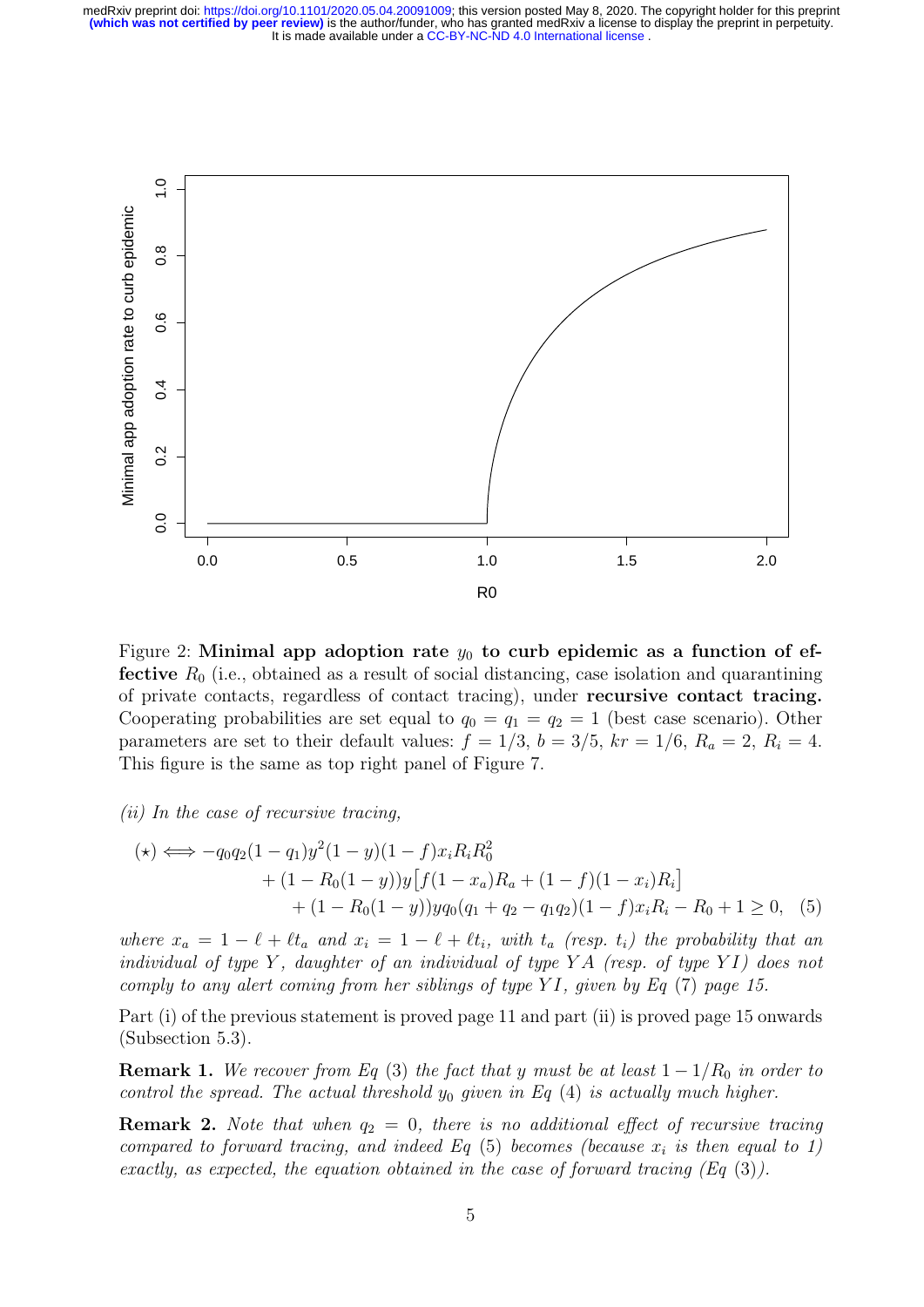Figure 2: **Minimal app adoption rate $y_0$ to curb epidemic as a function of effective** $R_0$ (i.e., obtained as a result of social distancing, case isolation and quarantining of private contacts, regardless of contact tracing), under **recursive contact tracing.** Cooperating probabilities are set equal to $q_0 = q_1 = q_2 = 1$ (best case scenario). Other parameters are set to their default values: $f = 1/3$, $b = 3/5$, $kr = 1/6$, $R_a = 2$, $R_i = 4$. This figure is the same as top right panel of Figure 7.

*(ii) In the case of recursive tracing,*

$$
\begin{aligned}
(\star) \iff & -q_0 q_2 (1-q_1) y^2 (1-y)(1-f) x_i R_i R_0^2 \\
& + (1 - R_0(1-y)) y \big[ f(1-x_a) R_a + (1-f)(1-x_i) R_i \big] \\
& \quad + (1 - R_0(1-y)) y q_0 (q_1 + q_2 - q_1 q_2)(1-f) x_i R_i - R_0 + 1 \geq 0, \quad (5)
\end{aligned}
$$

*where $x_a = 1 - \ell + \ell t_a$ and $x_i = 1 - \ell + \ell t_i$, with $t_a$ (resp. $t_i$) the probability that an individual of type $Y$, daughter of an individual of type $YA$ (resp. of type $YI$) does not comply to any alert coming from her siblings of type $YI$, given by Eq (7) page 15.*

Part (i) of the previous statement is proved page 11 and part (ii) is proved page 15 onwards (Subsection 5.3).

**Remark 1.** *We recover from Eq (3) the fact that $y$ must be at least $1 - 1/R_0$ in order to control the spread. The actual threshold $y_0$ given in Eq (4) is actually much higher.*

**Remark 2.** *Note that when $q_2 = 0$, there is no additional effect of recursive tracing compared to forward tracing, and indeed Eq (5) becomes (because $x_i$ is then equal to 1) exactly, as expected, the equation obtained in the case of forward tracing (Eq (3)).*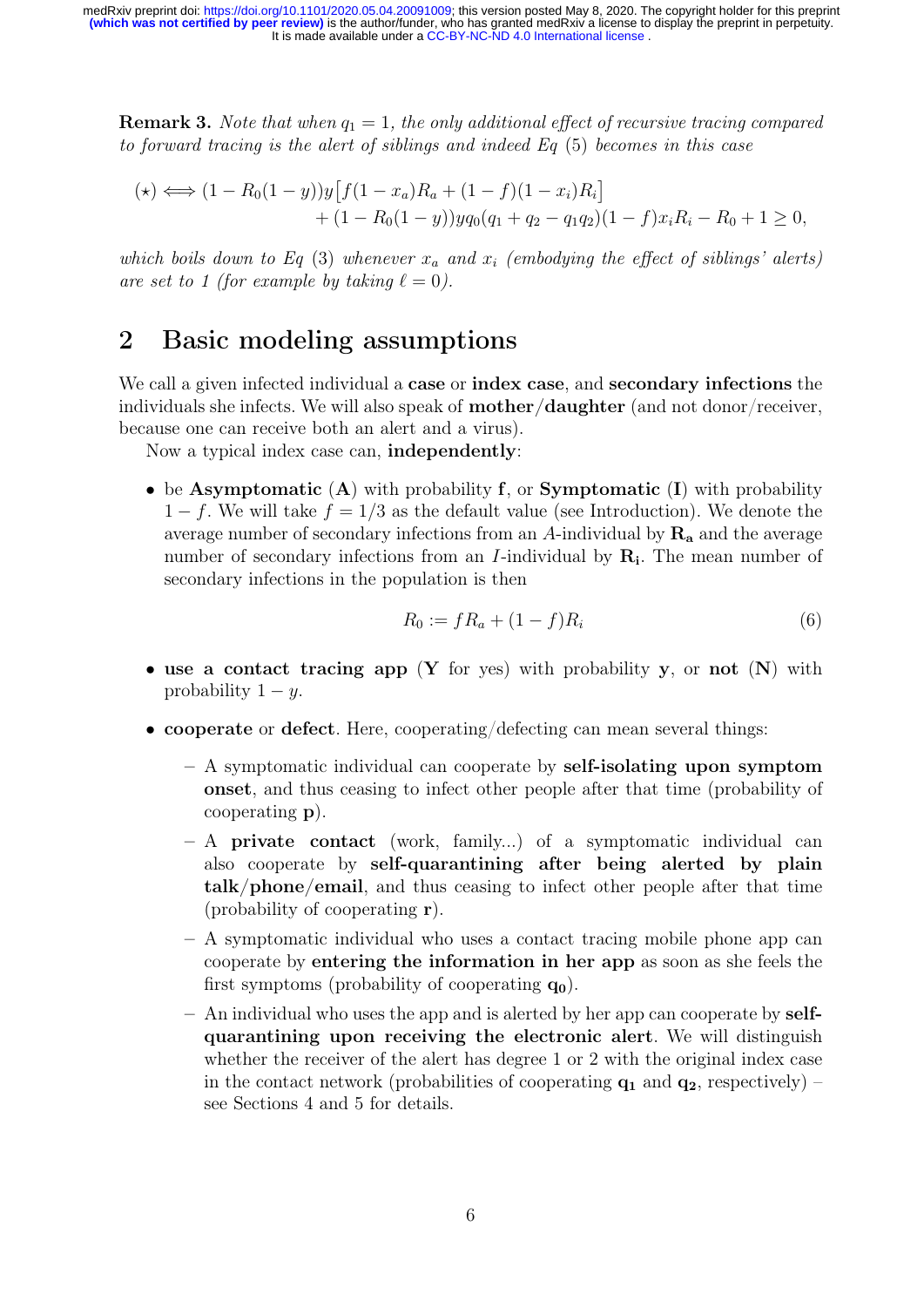**Remark 3.** *Note that when $q_1 = 1$, the only additional effect of recursive tracing compared to forward tracing is the alert of siblings and indeed Eq (5) becomes in this case*

$$(\star) \iff (1 - R_0(1-y))y\big[f(1-x_a)R_a + (1-f)(1-x_i)R_i\big] \\ + (1 - R_0(1-y))yq_0(q_1 + q_2 - q_1q_2)(1-f)x_iR_i - R_0 + 1 \geq 0,$$

*which boils down to Eq (3) whenever $x_a$ and $x_i$ (embodying the effect of siblings' alerts) are set to 1 (for example by taking $\ell = 0$).*

## 2 Basic modeling assumptions

We call a given infected individual a **case** or **index case**, and **secondary infections** the individuals she infects. We will also speak of **mother/daughter** (and not donor/receiver, because one can receive both an alert and a virus).

Now a typical index case can, **independently**:

- be **Asymptomatic** (**A**) with probability **f**, or **Symptomatic** (**I**) with probability $1 - f$. We will take $f = 1/3$ as the default value (see Introduction). We denote the average number of secondary infections from an $A$-individual by $\mathbf{R_a}$ and the average number of secondary infections from an $I$-individual by $\mathbf{R_i}$. The mean number of secondary infections in the population is then

$$R_0 := fR_a + (1-f)R_i \tag{6}$$

- **use a contact tracing app** (**Y** for yes) with probability **y**, or **not** (**N**) with probability $1 - y$.
- **cooperate** or **defect**. Here, cooperating/defecting can mean several things:
  - A symptomatic individual can cooperate by **self-isolating upon symptom onset**, and thus ceasing to infect other people after that time (probability of cooperating **p**).
  - A **private contact** (work, family...) of a symptomatic individual can also cooperate by **self-quarantining after being alerted by plain talk/phone/email**, and thus ceasing to infect other people after that time (probability of cooperating **r**).
  - A symptomatic individual who uses a contact tracing mobile phone app can cooperate by **entering the information in her app** as soon as she feels the first symptoms (probability of cooperating $\mathbf{q_0}$).
  - An individual who uses the app and is alerted by her app can cooperate by **self-quarantining upon receiving the electronic alert**. We will distinguish whether the receiver of the alert has degree 1 or 2 with the original index case in the contact network (probabilities of cooperating $\mathbf{q_1}$ and $\mathbf{q_2}$, respectively) – see Sections 4 and 5 for details.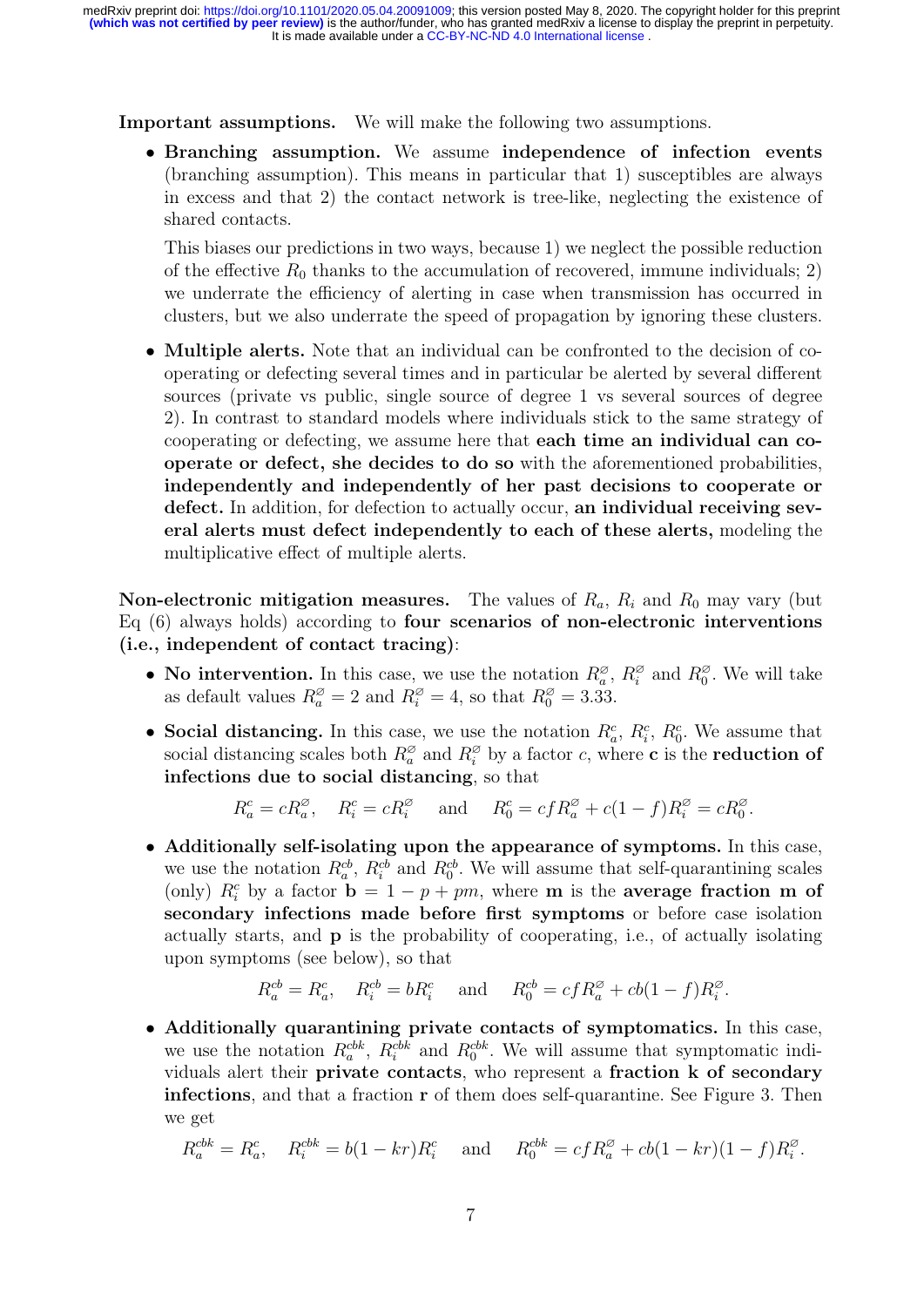**Important assumptions.** We will make the following two assumptions.

- **Branching assumption.** We assume **independence of infection events** (branching assumption). This means in particular that 1) susceptibles are always in excess and that 2) the contact network is tree-like, neglecting the existence of shared contacts.

  This biases our predictions in two ways, because 1) we neglect the possible reduction of the effective $R_0$ thanks to the accumulation of recovered, immune individuals; 2) we underrate the efficiency of alerting in case when transmission has occurred in clusters, but we also underrate the speed of propagation by ignoring these clusters.

- **Multiple alerts.** Note that an individual can be confronted to the decision of cooperating or defecting several times and in particular be alerted by several different sources (private vs public, single source of degree 1 vs several sources of degree 2). In contrast to standard models where individuals stick to the same strategy of cooperating or defecting, we assume here that **each time an individual can cooperate or defect, she decides to do so** with the aforementioned probabilities, **independently and independently of her past decisions to cooperate or defect.** In addition, for defection to actually occur, **an individual receiving several alerts must defect independently to each of these alerts,** modeling the multiplicative effect of multiple alerts.

**Non-electronic mitigation measures.** The values of $R_a$, $R_i$ and $R_0$ may vary (but Eq (6) always holds) according to **four scenarios of non-electronic interventions (i.e., independent of contact tracing)**:

- **No intervention.** In this case, we use the notation $R_a^\varnothing$, $R_i^\varnothing$ and $R_0^\varnothing$. We will take as default values $R_a^\varnothing = 2$ and $R_i^\varnothing = 4$, so that $R_0^\varnothing = 3.33$.

- **Social distancing.** In this case, we use the notation $R_a^c$, $R_i^c$, $R_0^c$. We assume that social distancing scales both $R_a^\varnothing$ and $R_i^\varnothing$ by a factor $c$, where **c** is the **reduction of infections due to social distancing**, so that

$$R_a^c = cR_a^\varnothing, \quad R_i^c = cR_i^\varnothing \quad \text{and} \quad R_0^c = cfR_a^\varnothing + c(1-f)R_i^\varnothing = cR_0^\varnothing.$$

- **Additionally self-isolating upon the appearance of symptoms.** In this case, we use the notation $R_a^{cb}$, $R_i^{cb}$ and $R_0^{cb}$. We will assume that self-quarantining scales (only) $R_i^c$ by a factor $\mathbf{b} = 1 - p + pm$, where **m** is the **average fraction m of secondary infections made before first symptoms** or before case isolation actually starts, and **p** is the probability of cooperating, i.e., of actually isolating upon symptoms (see below), so that

$$R_a^{cb} = R_a^c, \quad R_i^{cb} = bR_i^c \quad \text{and} \quad R_0^{cb} = cfR_a^\varnothing + cb(1-f)R_i^\varnothing.$$

- **Additionally quarantining private contacts of symptomatics.** In this case, we use the notation $R_a^{cbk}$, $R_i^{cbk}$ and $R_0^{cbk}$. We will assume that symptomatic individuals alert their **private contacts**, who represent a **fraction k of secondary infections**, and that a fraction **r** of them does self-quarantine. See Figure 3. Then we get

$$R_a^{cbk} = R_a^c, \quad R_i^{cbk} = b(1-kr)R_i^c \quad \text{and} \quad R_0^{cbk} = cfR_a^\varnothing + cb(1-kr)(1-f)R_i^\varnothing.$$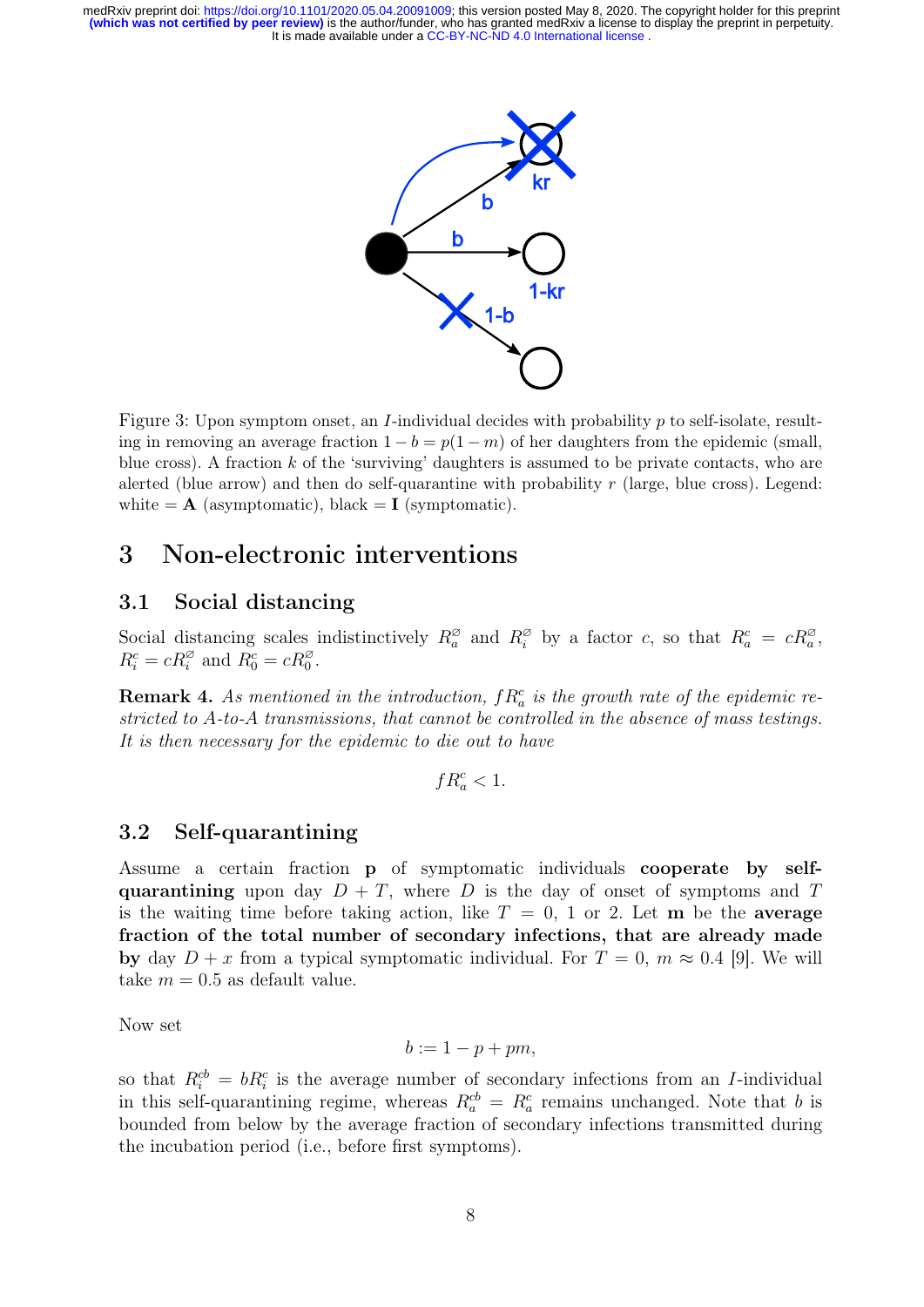Figure 3: Upon symptom onset, an $I$-individual decides with probability $p$ to self-isolate, resulting in removing an average fraction $1-b = p(1-m)$ of her daughters from the epidemic (small, blue cross). A fraction $k$ of the 'surviving' daughters is assumed to be private contacts, who are alerted (blue arrow) and then do self-quarantine with probability $r$ (large, blue cross). Legend: white = **A** (asymptomatic), black = **I** (symptomatic).

## 3 Non-electronic interventions

### 3.1 Social distancing

Social distancing scales indistinctively $R_a^{\varnothing}$ and $R_i^{\varnothing}$ by a factor $c$, so that $R_a^c = cR_a^{\varnothing}$, $R_i^c = cR_i^{\varnothing}$ and $R_0^c = cR_0^{\varnothing}$.

**Remark 4.** *As mentioned in the introduction, $fR_a^c$ is the growth rate of the epidemic restricted to A-to-A transmissions, that cannot be controlled in the absence of mass testings. It is then necessary for the epidemic to die out to have*

$$fR_a^c < 1.$$

### 3.2 Self-quarantining

Assume a certain fraction **p** of symptomatic individuals **cooperate by self-quarantining** upon day $D+T$, where $D$ is the day of onset of symptoms and $T$ is the waiting time before taking action, like $T=0$, 1 or 2. Let **m** be the **average fraction of the total number of secondary infections, that are already made by** day $D+x$ from a typical symptomatic individual. For $T=0$, $m \approx 0.4$ [9]. We will take $m=0.5$ as default value.

Now set

$$b := 1 - p + pm,$$

so that $R_i^{cb} = bR_i^c$ is the average number of secondary infections from an $I$-individual in this self-quarantining regime, whereas $R_a^{cb} = R_a^c$ remains unchanged. Note that $b$ is bounded from below by the average fraction of secondary infections transmitted during the incubation period (i.e., before first symptoms).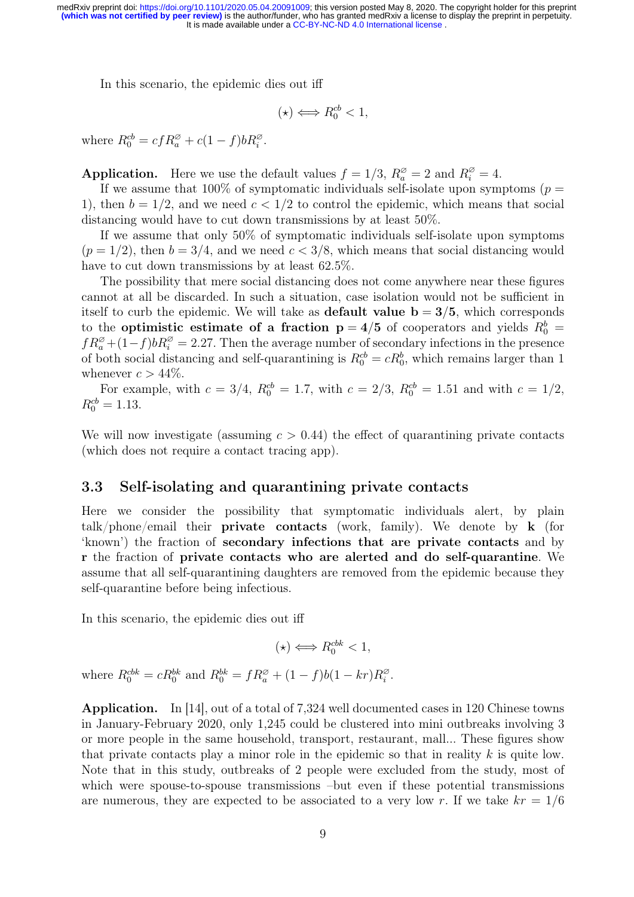In this scenario, the epidemic dies out iff

$$(\star) \iff R_0^{cb} < 1,$$

where $R_0^{cb} = cfR_a^{\varnothing} + c(1-f)bR_i^{\varnothing}$.

**Application.** Here we use the default values $f = 1/3$, $R_a^{\varnothing} = 2$ and $R_i^{\varnothing} = 4$.

If we assume that 100% of symptomatic individuals self-isolate upon symptoms ($p = 1$), then $b = 1/2$, and we need $c < 1/2$ to control the epidemic, which means that social distancing would have to cut down transmissions by at least 50%.

If we assume that only 50% of symptomatic individuals self-isolate upon symptoms ($p = 1/2$), then $b = 3/4$, and we need $c < 3/8$, which means that social distancing would have to cut down transmissions by at least 62.5%.

The possibility that mere social distancing does not come anywhere near these figures cannot at all be discarded. In such a situation, case isolation would not be sufficient in itself to curb the epidemic. We will take as **default value $\mathbf{b = 3/5}$**, which corresponds to the **optimistic estimate of a fraction $\mathbf{p = 4/5}$** of cooperators and yields $R_0^b = fR_a^{\varnothing} + (1-f)bR_i^{\varnothing} = 2.27$. Then the average number of secondary infections in the presence of both social distancing and self-quarantining is $R_0^{cb} = cR_0^b$, which remains larger than 1 whenever $c > 44\%$.

For example, with $c = 3/4$, $R_0^{cb} = 1.7$, with $c = 2/3$, $R_0^{cb} = 1.51$ and with $c = 1/2$, $R_0^{cb} = 1.13$.

We will now investigate (assuming $c > 0.44$) the effect of quarantining private contacts (which does not require a contact tracing app).

### 3.3 Self-isolating and quarantining private contacts

Here we consider the possibility that symptomatic individuals alert, by plain talk/phone/email their **private contacts** (work, family). We denote by **k** (for 'known') the fraction of **secondary infections that are private contacts** and by **r** the fraction of **private contacts who are alerted and do self-quarantine**. We assume that all self-quarantining daughters are removed from the epidemic because they self-quarantine before being infectious.

In this scenario, the epidemic dies out iff

$$(\star) \iff R_0^{cbk} < 1,$$

where $R_0^{cbk} = cR_0^{bk}$ and $R_0^{bk} = fR_a^{\varnothing} + (1-f)b(1-kr)R_i^{\varnothing}$.

**Application.** In [14], out of a total of 7,324 well documented cases in 120 Chinese towns in January-February 2020, only 1,245 could be clustered into mini outbreaks involving 3 or more people in the same household, transport, restaurant, mall... These figures show that private contacts play a minor role in the epidemic so that in reality $k$ is quite low. Note that in this study, outbreaks of 2 people were excluded from the study, most of which were spouse-to-spouse transmissions –but even if these potential transmissions are numerous, they are expected to be associated to a very low $r$. If we take $kr = 1/6$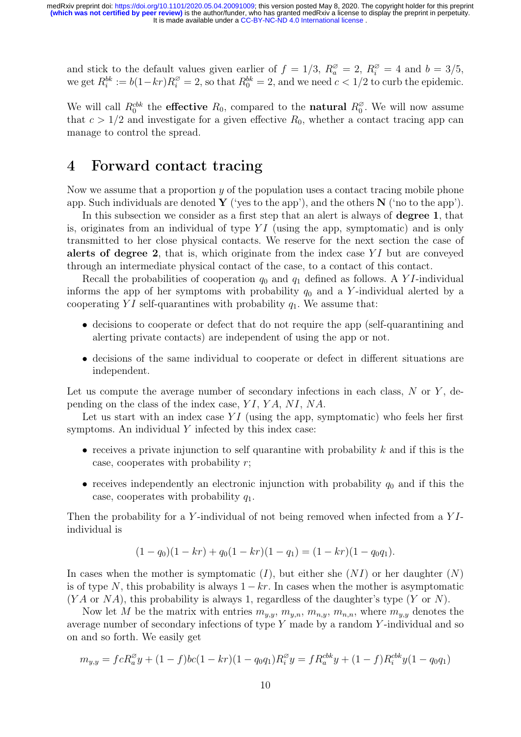and stick to the default values given earlier of $f = 1/3$, $R_a^\varnothing = 2$, $R_i^\varnothing = 4$ and $b = 3/5$, we get $R_i^{bk} := b(1-kr)R_i^\varnothing = 2$, so that $R_0^{bk} = 2$, and we need $c < 1/2$ to curb the epidemic.

We will call $R_0^{cbk}$ the **effective** $R_0$, compared to the **natural** $R_0^\varnothing$. We will now assume that $c > 1/2$ and investigate for a given effective $R_0$, whether a contact tracing app can manage to control the spread.

# 4 Forward contact tracing

Now we assume that a proportion $y$ of the population uses a contact tracing mobile phone app. Such individuals are denoted **Y** ('yes to the app'), and the others **N** ('no to the app').

In this subsection we consider as a first step that an alert is always of **degree 1**, that is, originates from an individual of type $YI$ (using the app, symptomatic) and is only transmitted to her close physical contacts. We reserve for the next section the case of **alerts of degree 2**, that is, which originate from the index case $YI$ but are conveyed through an intermediate physical contact of the case, to a contact of this contact.

Recall the probabilities of cooperation $q_0$ and $q_1$ defined as follows. A $YI$-individual informs the app of her symptoms with probability $q_0$ and a $Y$-individual alerted by a cooperating $YI$ self-quarantines with probability $q_1$. We assume that:

- decisions to cooperate or defect that do not require the app (self-quarantining and alerting private contacts) are independent of using the app or not.
- decisions of the same individual to cooperate or defect in different situations are independent.

Let us compute the average number of secondary infections in each class, $N$ or $Y$, depending on the class of the index case, $YI$, $YA$, $NI$, $NA$.

Let us start with an index case $YI$ (using the app, symptomatic) who feels her first symptoms. An individual $Y$ infected by this index case:

- receives a private injunction to self quarantine with probability $k$ and if this is the case, cooperates with probability $r$;
- receives independently an electronic injunction with probability $q_0$ and if this the case, cooperates with probability $q_1$.

Then the probability for a $Y$-individual of not being removed when infected from a $YI$-individual is

$$(1 - q_0)(1 - kr) + q_0(1 - kr)(1 - q_1) = (1 - kr)(1 - q_0 q_1).$$

In cases when the mother is symptomatic ($I$), but either she ($NI$) or her daughter ($N$) is of type $N$, this probability is always $1 - kr$. In cases when the mother is asymptomatic ($YA$ or $NA$), this probability is always 1, regardless of the daughter's type ($Y$ or $N$).

Now let $M$ be the matrix with entries $m_{y,y}$, $m_{y,n}$, $m_{n,y}$, $m_{n,n}$, where $m_{y,y}$ denotes the average number of secondary infections of type $Y$ made by a random $Y$-individual and so on and so forth. We easily get

$$m_{y,y} = f c R_a^\varnothing y + (1 - f) b c (1 - kr)(1 - q_0 q_1) R_i^\varnothing y = f R_a^{cbk} y + (1 - f) R_i^{cbk} y (1 - q_0 q_1)$$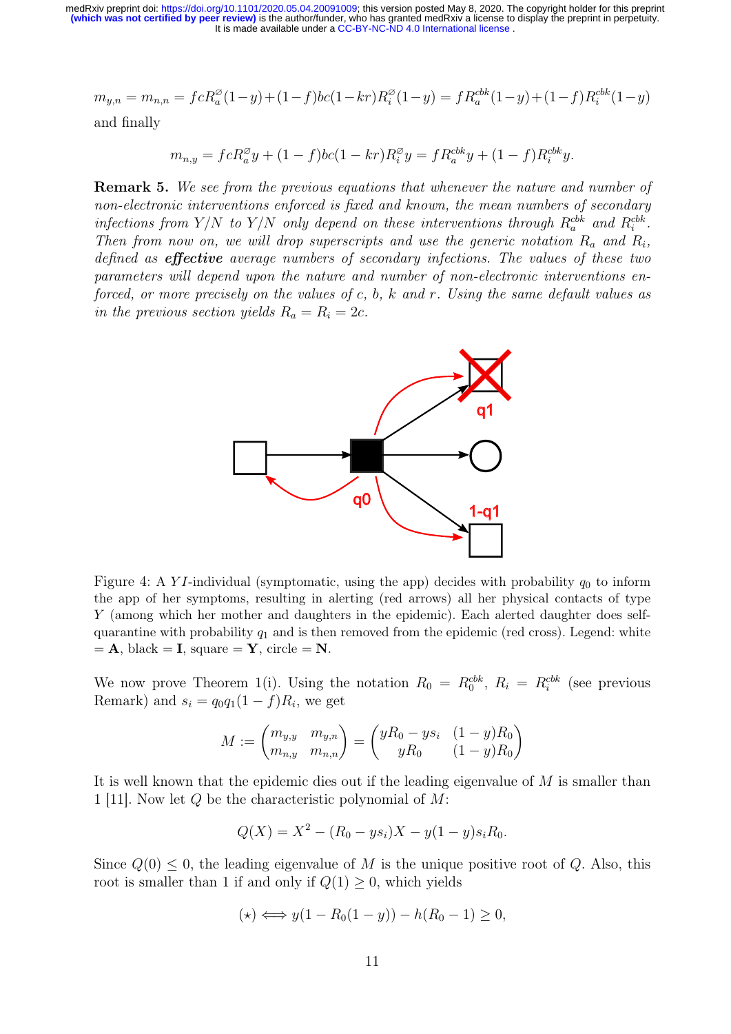$$m_{y,n} = m_{n,n} = fcR_a^{\varnothing}(1-y)+(1-f)bc(1-kr)R_i^{\varnothing}(1-y) = fR_a^{cbk}(1-y)+(1-f)R_i^{cbk}(1-y)$$

and finally

$$m_{n,y} = fcR_a^{\varnothing}y + (1-f)bc(1-kr)R_i^{\varnothing}y = fR_a^{cbk}y + (1-f)R_i^{cbk}y.$$

**Remark 5.** *We see from the previous equations that whenever the nature and number of non-electronic interventions enforced is fixed and known, the mean numbers of secondary infections from Y/N to Y/N only depend on these interventions through* $R_a^{cbk}$ *and* $R_i^{cbk}$*. Then from now on, we will drop superscripts and use the generic notation* $R_a$ *and* $R_i$*, defined as* ***effective*** *average numbers of secondary infections. The values of these two parameters will depend upon the nature and number of non-electronic interventions enforced, or more precisely on the values of c, b, k and r. Using the same default values as in the previous section yields* $R_a = R_i = 2c$*.*

Figure 4: A $YI$-individual (symptomatic, using the app) decides with probability $q_0$ to inform the app of her symptoms, resulting in alerting (red arrows) all her physical contacts of type $Y$ (among which her mother and daughters in the epidemic). Each alerted daughter does self-quarantine with probability $q_1$ and is then removed from the epidemic (red cross). Legend: white $= \mathbf{A}$, black $= \mathbf{I}$, square $= \mathbf{Y}$, circle $= \mathbf{N}$.

We now prove Theorem 1(i). Using the notation $R_0 = R_0^{cbk}$, $R_i = R_i^{cbk}$ (see previous Remark) and $s_i = q_0q_1(1-f)R_i$, we get

$$M := \begin{pmatrix} m_{y,y} & m_{y,n} \\ m_{n,y} & m_{n,n} \end{pmatrix} = \begin{pmatrix} yR_0 - ys_i & (1-y)R_0 \\ yR_0 & (1-y)R_0 \end{pmatrix}$$

It is well known that the epidemic dies out if the leading eigenvalue of $M$ is smaller than 1 [11]. Now let $Q$ be the characteristic polynomial of $M$:

$$Q(X) = X^2 - (R_0 - ys_i)X - y(1-y)s_iR_0.$$

Since $Q(0) \leq 0$, the leading eigenvalue of $M$ is the unique positive root of $Q$. Also, this root is smaller than 1 if and only if $Q(1) \geq 0$, which yields

$$(\star) \iff y(1 - R_0(1-y)) - h(R_0 - 1) \geq 0,$$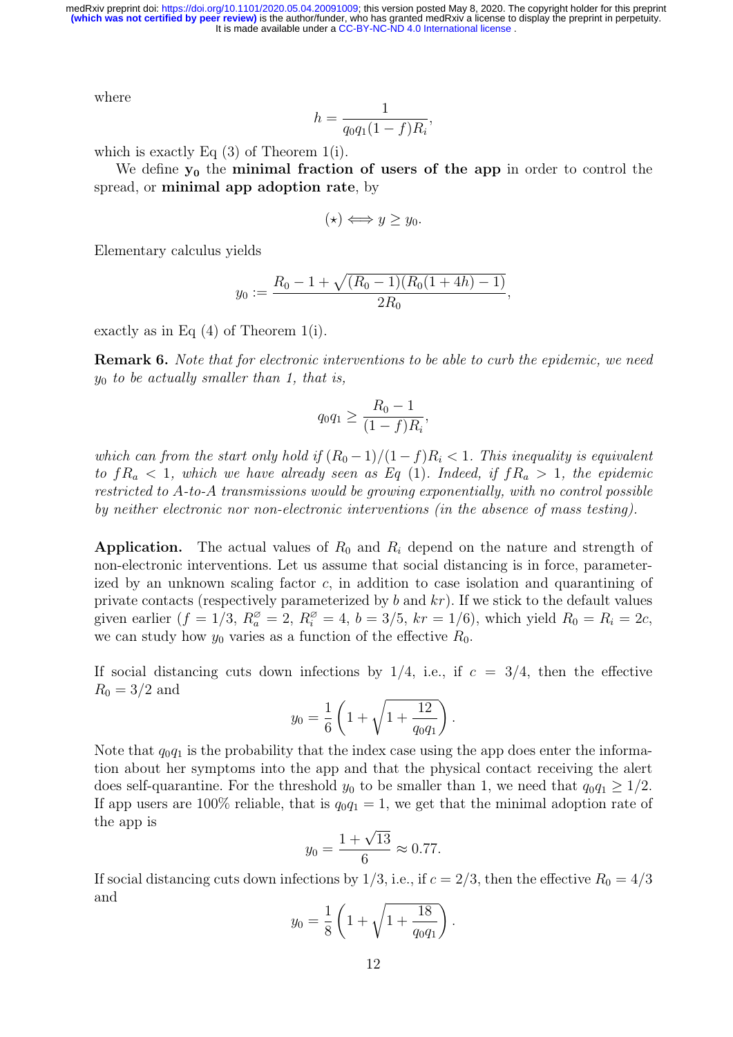where

$$h = \frac{1}{q_0 q_1 (1-f) R_i},$$

which is exactly Eq (3) of Theorem 1(i).

We define $\mathbf{y_0}$ the **minimal fraction of users of the app** in order to control the spread, or **minimal app adoption rate**, by

$$(\star) \Longleftrightarrow y \geq y_0.$$

Elementary calculus yields

$$y_0 := \frac{R_0 - 1 + \sqrt{(R_0 - 1)(R_0(1+4h) - 1)}}{2R_0},$$

exactly as in Eq (4) of Theorem 1(i).

**Remark 6.** *Note that for electronic interventions to be able to curb the epidemic, we need $y_0$ to be actually smaller than 1, that is,*

$$q_0 q_1 \geq \frac{R_0 - 1}{(1-f)R_i},$$

*which can from the start only hold if $(R_0 - 1)/(1-f)R_i < 1$. This inequality is equivalent to $fR_a < 1$, which we have already seen as Eq (1). Indeed, if $fR_a > 1$, the epidemic restricted to A-to-A transmissions would be growing exponentially, with no control possible by neither electronic nor non-electronic interventions (in the absence of mass testing).*

**Application.** The actual values of $R_0$ and $R_i$ depend on the nature and strength of non-electronic interventions. Let us assume that social distancing is in force, parameterized by an unknown scaling factor $c$, in addition to case isolation and quarantining of private contacts (respectively parameterized by $b$ and $kr$). If we stick to the default values given earlier ($f = 1/3$, $R_a^{\varnothing} = 2$, $R_i^{\varnothing} = 4$, $b = 3/5$, $kr = 1/6$), which yield $R_0 = R_i = 2c$, we can study how $y_0$ varies as a function of the effective $R_0$.

If social distancing cuts down infections by $1/4$, i.e., if $c = 3/4$, then the effective $R_0 = 3/2$ and

$$y_0 = \frac{1}{6}\left(1 + \sqrt{1 + \frac{12}{q_0 q_1}}\right).$$

Note that $q_0 q_1$ is the probability that the index case using the app does enter the information about her symptoms into the app and that the physical contact receiving the alert does self-quarantine. For the threshold $y_0$ to be smaller than 1, we need that $q_0 q_1 \geq 1/2$. If app users are 100% reliable, that is $q_0 q_1 = 1$, we get that the minimal adoption rate of the app is

$$y_0 = \frac{1 + \sqrt{13}}{6} \approx 0.77.$$

If social distancing cuts down infections by $1/3$, i.e., if $c = 2/3$, then the effective $R_0 = 4/3$ and

$$y_0 = \frac{1}{8}\left(1 + \sqrt{1 + \frac{18}{q_0 q_1}}\right).$$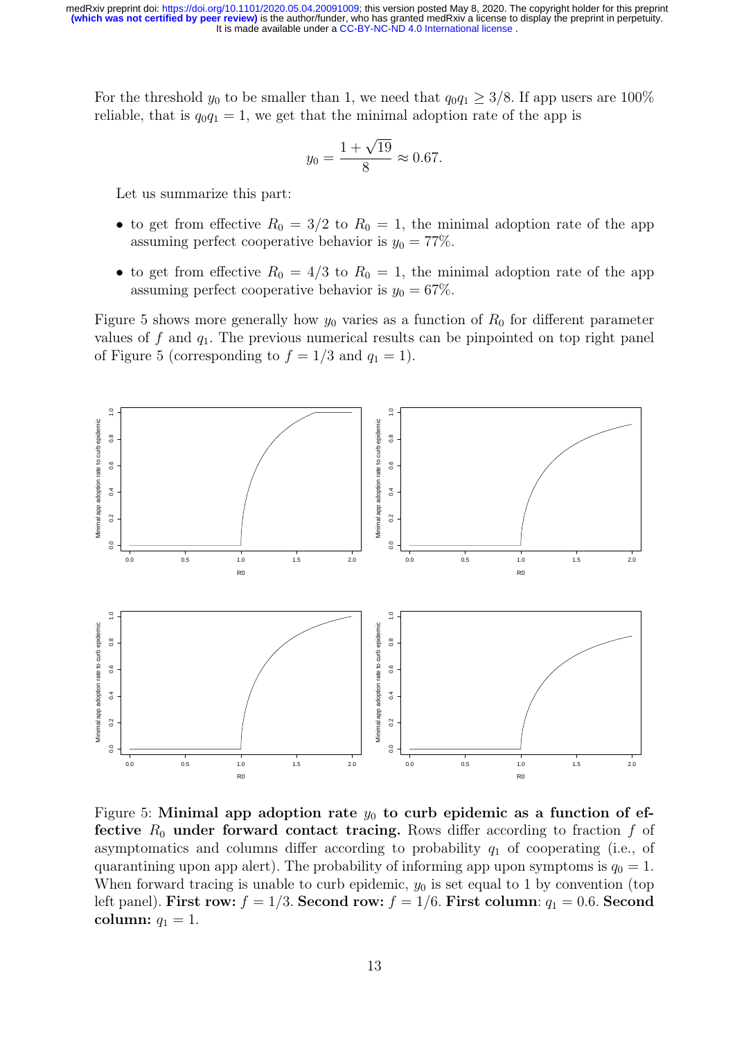For the threshold $y_0$ to be smaller than 1, we need that $q_0 q_1 \geq 3/8$. If app users are 100% reliable, that is $q_0 q_1 = 1$, we get that the minimal adoption rate of the app is

$$y_0 = \frac{1 + \sqrt{19}}{8} \approx 0.67.$$

Let us summarize this part:

- to get from effective $R_0 = 3/2$ to $R_0 = 1$, the minimal adoption rate of the app assuming perfect cooperative behavior is $y_0 = 77\%$.
- to get from effective $R_0 = 4/3$ to $R_0 = 1$, the minimal adoption rate of the app assuming perfect cooperative behavior is $y_0 = 67\%$.

Figure 5 shows more generally how $y_0$ varies as a function of $R_0$ for different parameter values of $f$ and $q_1$. The previous numerical results can be pinpointed on top right panel of Figure 5 (corresponding to $f = 1/3$ and $q_1 = 1$).

Figure 5: **Minimal app adoption rate $y_0$ to curb epidemic as a function of effective $R_0$ under forward contact tracing.** Rows differ according to fraction $f$ of asymptomatics and columns differ according to probability $q_1$ of cooperating (i.e., of quarantining upon app alert). The probability of informing app upon symptoms is $q_0 = 1$. When forward tracing is unable to curb epidemic, $y_0$ is set equal to 1 by convention (top left panel). **First row:** $f = 1/3$. **Second row:** $f = 1/6$. **First column**: $q_1 = 0.6$. **Second column:** $q_1 = 1$.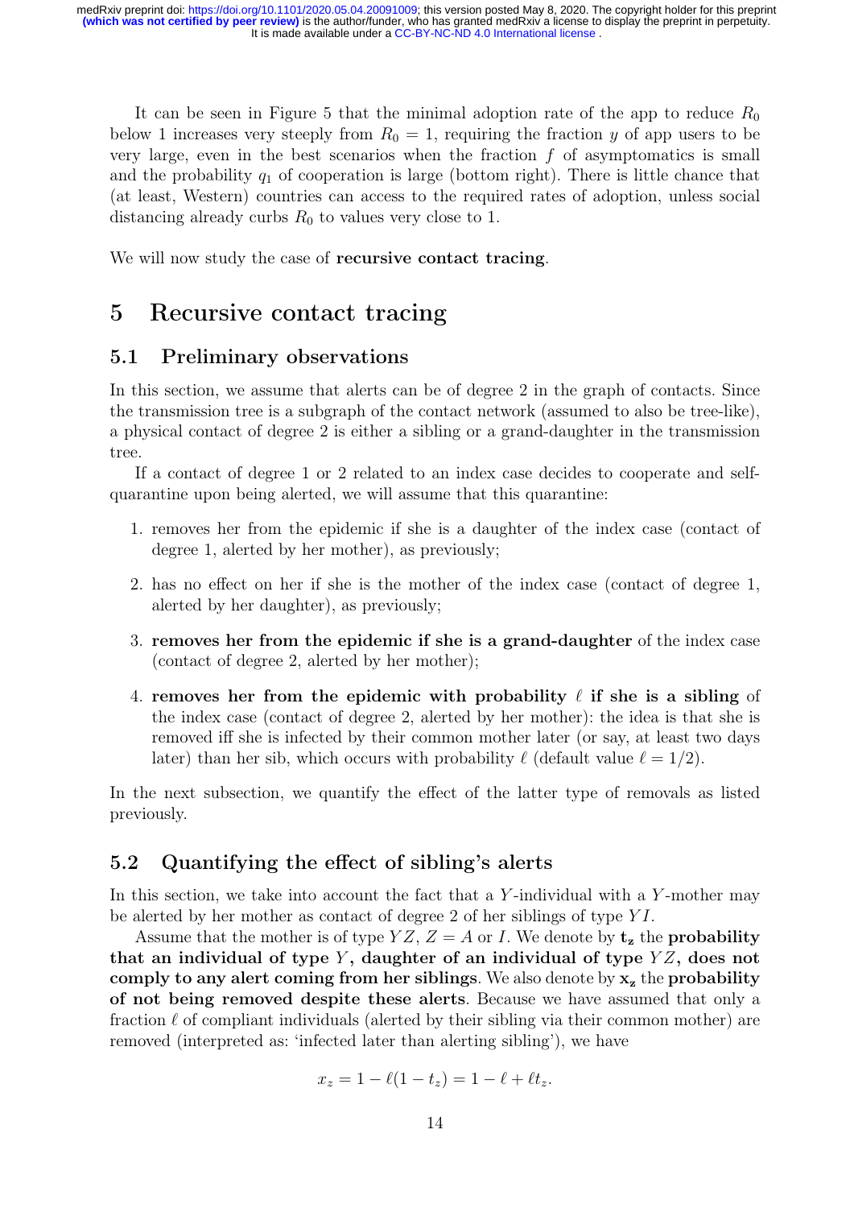It can be seen in Figure 5 that the minimal adoption rate of the app to reduce $R_0$ below 1 increases very steeply from $R_0 = 1$, requiring the fraction $y$ of app users to be very large, even in the best scenarios when the fraction $f$ of asymptomatics is small and the probability $q_1$ of cooperation is large (bottom right). There is little chance that (at least, Western) countries can access to the required rates of adoption, unless social distancing already curbs $R_0$ to values very close to 1.

We will now study the case of **recursive contact tracing**.

# 5 Recursive contact tracing

## 5.1 Preliminary observations

In this section, we assume that alerts can be of degree 2 in the graph of contacts. Since the transmission tree is a subgraph of the contact network (assumed to also be tree-like), a physical contact of degree 2 is either a sibling or a grand-daughter in the transmission tree.

If a contact of degree 1 or 2 related to an index case decides to cooperate and self-quarantine upon being alerted, we will assume that this quarantine:

1. removes her from the epidemic if she is a daughter of the index case (contact of degree 1, alerted by her mother), as previously;
2. has no effect on her if she is the mother of the index case (contact of degree 1, alerted by her daughter), as previously;
3. **removes her from the epidemic if she is a grand-daughter** of the index case (contact of degree 2, alerted by her mother);
4. **removes her from the epidemic with probability $\ell$ if she is a sibling** of the index case (contact of degree 2, alerted by her mother): the idea is that she is removed iff she is infected by their common mother later (or say, at least two days later) than her sib, which occurs with probability $\ell$ (default value $\ell = 1/2$).

In the next subsection, we quantify the effect of the latter type of removals as listed previously.

## 5.2 Quantifying the effect of sibling's alerts

In this section, we take into account the fact that a $Y$-individual with a $Y$-mother may be alerted by her mother as contact of degree 2 of her siblings of type $YI$.

Assume that the mother is of type $YZ$, $Z = A$ or $I$. We denote by $\mathbf{t_z}$ the **probability that an individual of type $Y$, daughter of an individual of type $YZ$, does not comply to any alert coming from her siblings**. We also denote by $\mathbf{x_z}$ the **probability of not being removed despite these alerts**. Because we have assumed that only a fraction $\ell$ of compliant individuals (alerted by their sibling via their common mother) are removed (interpreted as: 'infected later than alerting sibling'), we have

$$x_z = 1 - \ell(1 - t_z) = 1 - \ell + \ell t_z.$$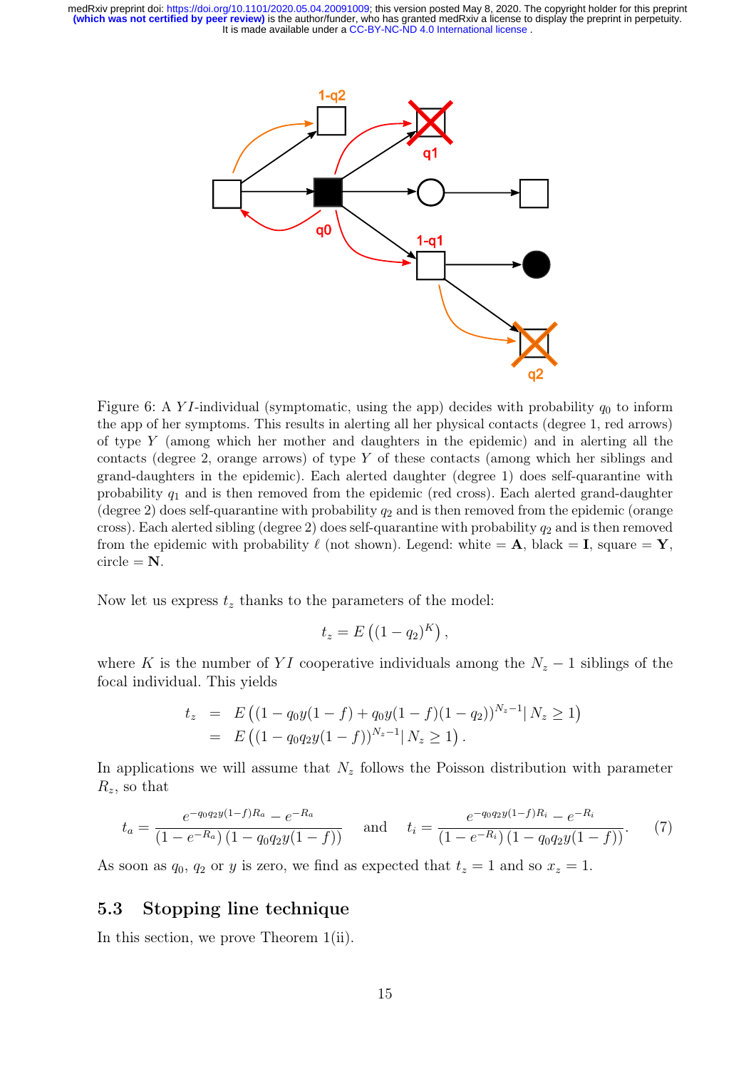Figure 6: A $YI$-individual (symptomatic, using the app) decides with probability $q_0$ to inform the app of her symptoms. This results in alerting all her physical contacts (degree 1, red arrows) of type $Y$ (among which her mother and daughters in the epidemic) and in alerting all the contacts (degree 2, orange arrows) of type $Y$ of these contacts (among which her siblings and grand-daughters in the epidemic). Each alerted daughter (degree 1) does self-quarantine with probability $q_1$ and is then removed from the epidemic (red cross). Each alerted grand-daughter (degree 2) does self-quarantine with probability $q_2$ and is then removed from the epidemic (orange cross). Each alerted sibling (degree 2) does self-quarantine with probability $q_2$ and is then removed from the epidemic with probability $\ell$ (not shown). Legend: white = **A**, black = **I**, square = **Y**, circle = **N**.

Now let us express $t_z$ thanks to the parameters of the model:

$$t_z = E\left((1-q_2)^K\right),$$

where $K$ is the number of $YI$ cooperative individuals among the $N_z - 1$ siblings of the focal individual. This yields

$$\begin{aligned} t_z &= E\left((1 - q_0 y(1-f) + q_0 y(1-f)(1-q_2))^{N_z - 1} \mid N_z \geq 1\right) \\ &= E\left((1 - q_0 q_2 y(1-f))^{N_z - 1} \mid N_z \geq 1\right). \end{aligned}$$

In applications we will assume that $N_z$ follows the Poisson distribution with parameter $R_z$, so that

$$t_a = \frac{e^{-q_0 q_2 y(1-f)R_a} - e^{-R_a}}{(1-e^{-R_a})(1 - q_0 q_2 y(1-f))} \quad \text{and} \quad t_i = \frac{e^{-q_0 q_2 y(1-f)R_i} - e^{-R_i}}{(1-e^{-R_i})(1 - q_0 q_2 y(1-f))}. \tag{7}$$

As soon as $q_0$, $q_2$ or $y$ is zero, we find as expected that $t_z = 1$ and so $x_z = 1$.

## 5.3 Stopping line technique

In this section, we prove Theorem 1(ii).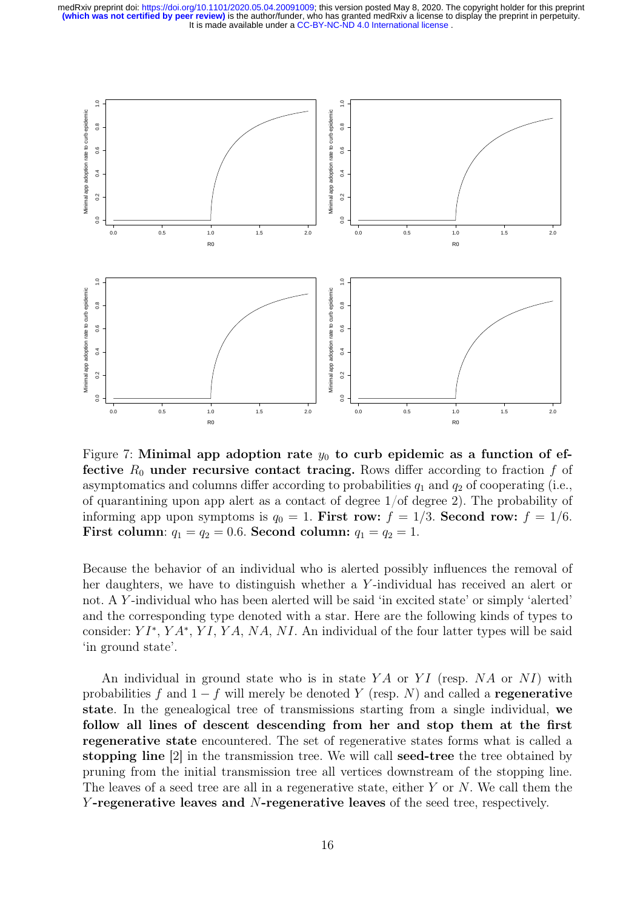Figure 7: **Minimal app adoption rate $y_0$ to curb epidemic as a function of effective $R_0$ under recursive contact tracing.** Rows differ according to fraction $f$ of asymptomatics and columns differ according to probabilities $q_1$ and $q_2$ of cooperating (i.e., of quarantining upon app alert as a contact of degree 1/of degree 2). The probability of informing app upon symptoms is $q_0 = 1$. **First row:** $f = 1/3$. **Second row:** $f = 1/6$. **First column**: $q_1 = q_2 = 0.6$. **Second column:** $q_1 = q_2 = 1$.

Because the behavior of an individual who is alerted possibly influences the removal of her daughters, we have to distinguish whether a $Y$-individual has received an alert or not. A $Y$-individual who has been alerted will be said 'in excited state' or simply 'alerted' and the corresponding type denoted with a star. Here are the following kinds of types to consider: $YI^*$, $YA^*$, $YI$, $YA$, $NA$, $NI$. An individual of the four latter types will be said 'in ground state'.

An individual in ground state who is in state $YA$ or $YI$ (resp. $NA$ or $NI$) with probabilities $f$ and $1 - f$ will merely be denoted $Y$ (resp. $N$) and called a **regenerative state**. In the genealogical tree of transmissions starting from a single individual, **we follow all lines of descent descending from her and stop them at the first regenerative state** encountered. The set of regenerative states forms what is called a **stopping line** [2] in the transmission tree. We will call **seed-tree** the tree obtained by pruning from the initial transmission tree all vertices downstream of the stopping line. The leaves of a seed tree are all in a regenerative state, either $Y$ or $N$. We call them the **$Y$-regenerative leaves and $N$-regenerative leaves** of the seed tree, respectively.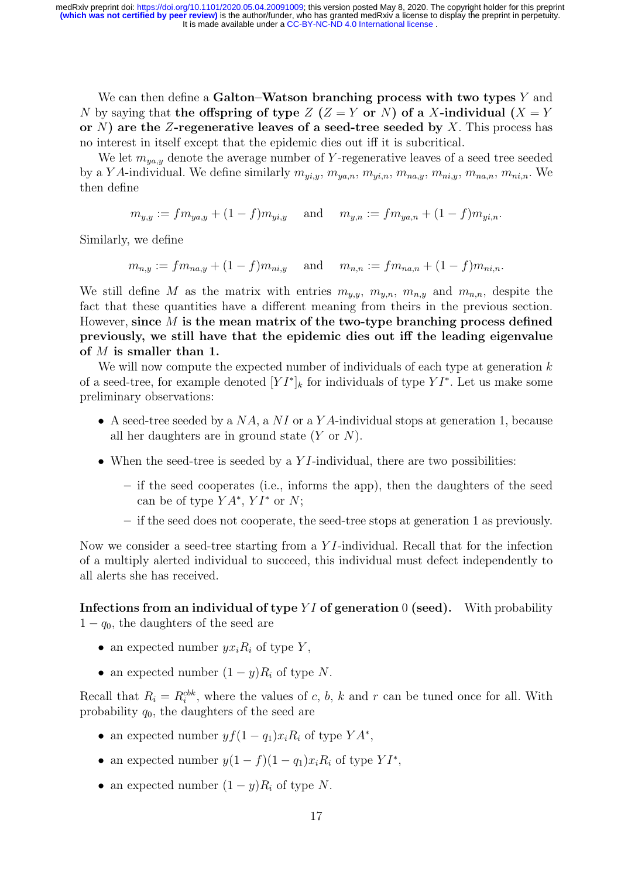We can then define a **Galton–Watson branching process with two types** $Y$ and $N$ by saying that **the offspring of type** $Z$ ($Z = Y$ **or** $N$) **of a** $X$**-individual** ($X = Y$ **or** $N$) **are the** $Z$**-regenerative leaves of a seed-tree seeded by** $X$. This process has no interest in itself except that the epidemic dies out iff it is subcritical.

We let $m_{ya,y}$ denote the average number of $Y$-regenerative leaves of a seed tree seeded by a $YA$-individual. We define similarly $m_{yi,y}$, $m_{ya,n}$, $m_{yi,n}$, $m_{na,y}$, $m_{ni,y}$, $m_{na,n}$, $m_{ni,n}$. We then define

$$m_{y,y} := f m_{ya,y} + (1-f) m_{yi,y} \quad \text{ and } \quad m_{y,n} := f m_{ya,n} + (1-f) m_{yi,n}.$$

Similarly, we define

$$m_{n,y} := f m_{na,y} + (1-f) m_{ni,y} \quad \text{ and } \quad m_{n,n} := f m_{na,n} + (1-f) m_{ni,n}.$$

We still define $M$ as the matrix with entries $m_{y,y}$, $m_{y,n}$, $m_{n,y}$ and $m_{n,n}$, despite the fact that these quantities have a different meaning from theirs in the previous section. However, **since** $M$ **is the mean matrix of the two-type branching process defined previously, we still have that the epidemic dies out iff the leading eigenvalue of** $M$ **is smaller than 1.**

We will now compute the expected number of individuals of each type at generation $k$ of a seed-tree, for example denoted $[YI^*]_k$ for individuals of type $YI^*$. Let us make some preliminary observations:

- A seed-tree seeded by a $NA$, a $NI$ or a $YA$-individual stops at generation 1, because all her daughters are in ground state ($Y$ or $N$).
- When the seed-tree is seeded by a $YI$-individual, there are two possibilities:
  - if the seed cooperates (i.e., informs the app), then the daughters of the seed can be of type $YA^*$, $YI^*$ or $N$;
  - if the seed does not cooperate, the seed-tree stops at generation 1 as previously.

Now we consider a seed-tree starting from a $YI$-individual. Recall that for the infection of a multiply alerted individual to succeed, this individual must defect independently to all alerts she has received.

**Infections from an individual of type** $YI$ **of generation** 0 **(seed).** With probability $1 - q_0$, the daughters of the seed are

- an expected number $y x_i R_i$ of type $Y$,
- an expected number $(1-y) R_i$ of type $N$.

Recall that $R_i = R_i^{cbk}$, where the values of $c$, $b$, $k$ and $r$ can be tuned once for all. With probability $q_0$, the daughters of the seed are

- an expected number $y f (1-q_1) x_i R_i$ of type $YA^*$,
- an expected number $y(1-f)(1-q_1) x_i R_i$ of type $YI^*$,
- an expected number $(1-y) R_i$ of type $N$.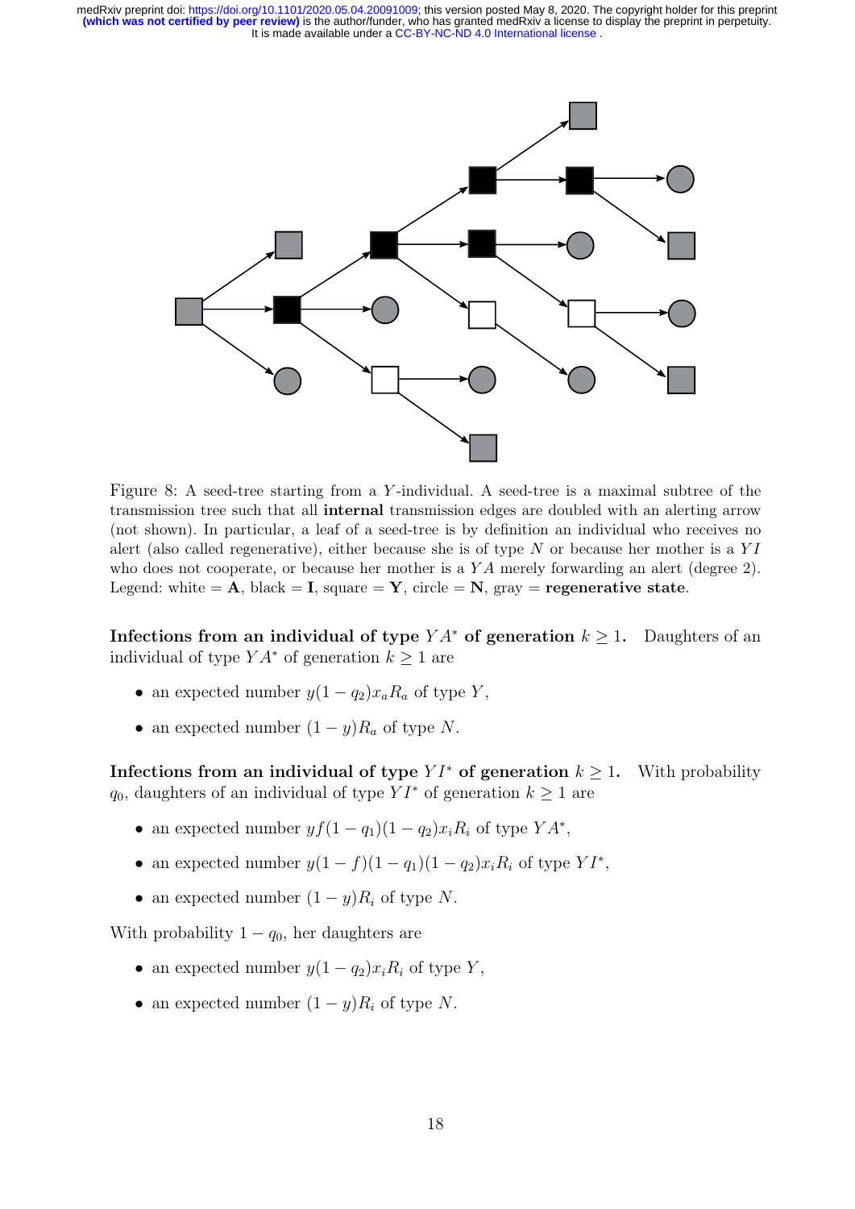Figure 8: A seed-tree starting from a $Y$-individual. A seed-tree is a maximal subtree of the transmission tree such that all **internal** transmission edges are doubled with an alerting arrow (not shown). In particular, a leaf of a seed-tree is by definition an individual who receives no alert (also called regenerative), either because she is of type $N$ or because her mother is a $YI$ who does not cooperate, or because her mother is a $YA$ merely forwarding an alert (degree 2). Legend: white = **A**, black = **I**, square = **Y**, circle = **N**, gray = **regenerative state**.

**Infections from an individual of type $YA^*$ of generation $k \geq 1$.** Daughters of an individual of type $YA^*$ of generation $k \geq 1$ are

- an expected number $y(1-q_2)x_a R_a$ of type $Y$,
- an expected number $(1-y)R_a$ of type $N$.

**Infections from an individual of type $YI^*$ of generation $k \geq 1$.** With probability $q_0$, daughters of an individual of type $YI^*$ of generation $k \geq 1$ are

- an expected number $yf(1-q_1)(1-q_2)x_i R_i$ of type $YA^*$,
- an expected number $y(1-f)(1-q_1)(1-q_2)x_i R_i$ of type $YI^*$,
- an expected number $(1-y)R_i$ of type $N$.

With probability $1-q_0$, her daughters are

- an expected number $y(1-q_2)x_i R_i$ of type $Y$,
- an expected number $(1-y)R_i$ of type $N$.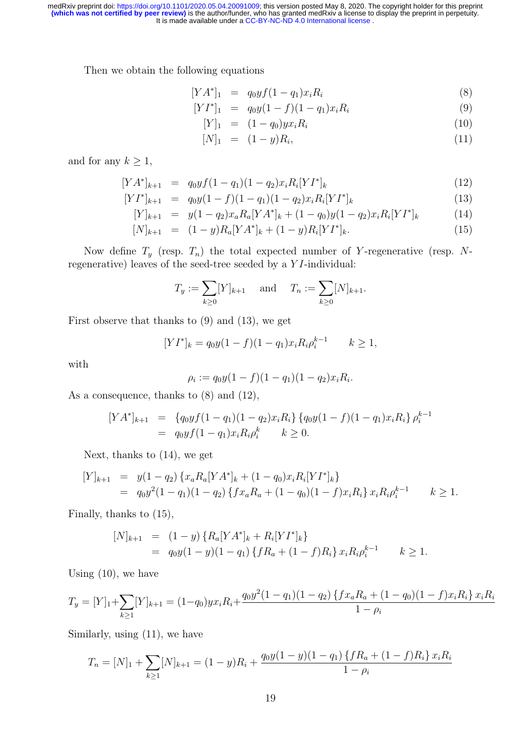Then we obtain the following equations

$$
\begin{aligned}
[YA^*]_1 &= q_0 y f(1-q_1) x_i R_i & (8)\\
[YI^*]_1 &= q_0 y (1-f)(1-q_1) x_i R_i & (9)\\
[Y]_1 &= (1-q_0) y x_i R_i & (10)\\
[N]_1 &= (1-y) R_i, & (11)
\end{aligned}
$$

and for any $k \geq 1$,

$$
\begin{aligned}
[YA^*]_{k+1} &= q_0 y f(1-q_1)(1-q_2) x_i R_i [YI^*]_k & (12)\\
[YI^*]_{k+1} &= q_0 y (1-f)(1-q_1)(1-q_2) x_i R_i [YI^*]_k & (13)\\
[Y]_{k+1} &= y(1-q_2) x_a R_a [YA^*]_k + (1-q_0) y (1-q_2) x_i R_i [YI^*]_k & (14)\\
[N]_{k+1} &= (1-y) R_a [YA^*]_k + (1-y) R_i [YI^*]_k. & (15)
\end{aligned}
$$

Now define $T_y$ (resp. $T_n$) the total expected number of $Y$-regenerative (resp. $N$-regenerative) leaves of the seed-tree seeded by a $YI$-individual:

$$
T_y := \sum_{k \geq 0} [Y]_{k+1} \quad \text{and} \quad T_n := \sum_{k \geq 0} [N]_{k+1}.
$$

First observe that thanks to (9) and (13), we get

$$
[YI^*]_k = q_0 y (1-f)(1-q_1) x_i R_i \rho_i^{k-1} \qquad k \geq 1,
$$

with

$$
\rho_i := q_0 y (1-f)(1-q_1)(1-q_2) x_i R_i.
$$

As a consequence, thanks to (8) and (12),

$$
\begin{aligned}
[YA^*]_{k+1} &= \{q_0 y f (1-q_1)(1-q_2) x_i R_i\} \{q_0 y (1-f)(1-q_1) x_i R_i\} \rho_i^{k-1}\\
&= q_0 y f (1-q_1) x_i R_i \rho_i^k \qquad k \geq 0.
\end{aligned}
$$

Next, thanks to (14), we get

$$
\begin{aligned}
[Y]_{k+1} &= y(1-q_2) \{x_a R_a [YA^*]_k + (1-q_0) x_i R_i [YI^*]_k\}\\
&= q_0 y^2 (1-q_1)(1-q_2) \{f x_a R_a + (1-q_0)(1-f) x_i R_i\} x_i R_i \rho_i^{k-1} \qquad k \geq 1.
\end{aligned}
$$

Finally, thanks to (15),

$$
\begin{aligned}
[N]_{k+1} &= (1-y) \{R_a [YA^*]_k + R_i [YI^*]_k\}\\
&= q_0 y (1-y)(1-q_1) \{f R_a + (1-f) R_i\} x_i R_i \rho_i^{k-1} \qquad k \geq 1.
\end{aligned}
$$

Using (10), we have

$$
T_y = [Y]_1 + \sum_{k \geq 1} [Y]_{k+1} = (1-q_0) y x_i R_i + \frac{q_0 y^2 (1-q_1)(1-q_2) \{f x_a R_a + (1-q_0)(1-f) x_i R_i\} x_i R_i}{1-\rho_i}
$$

Similarly, using (11), we have

$$
T_n = [N]_1 + \sum_{k \geq 1} [N]_{k+1} = (1-y) R_i + \frac{q_0 y (1-y)(1-q_1) \{f R_a + (1-f) R_i\} x_i R_i}{1-\rho_i}
$$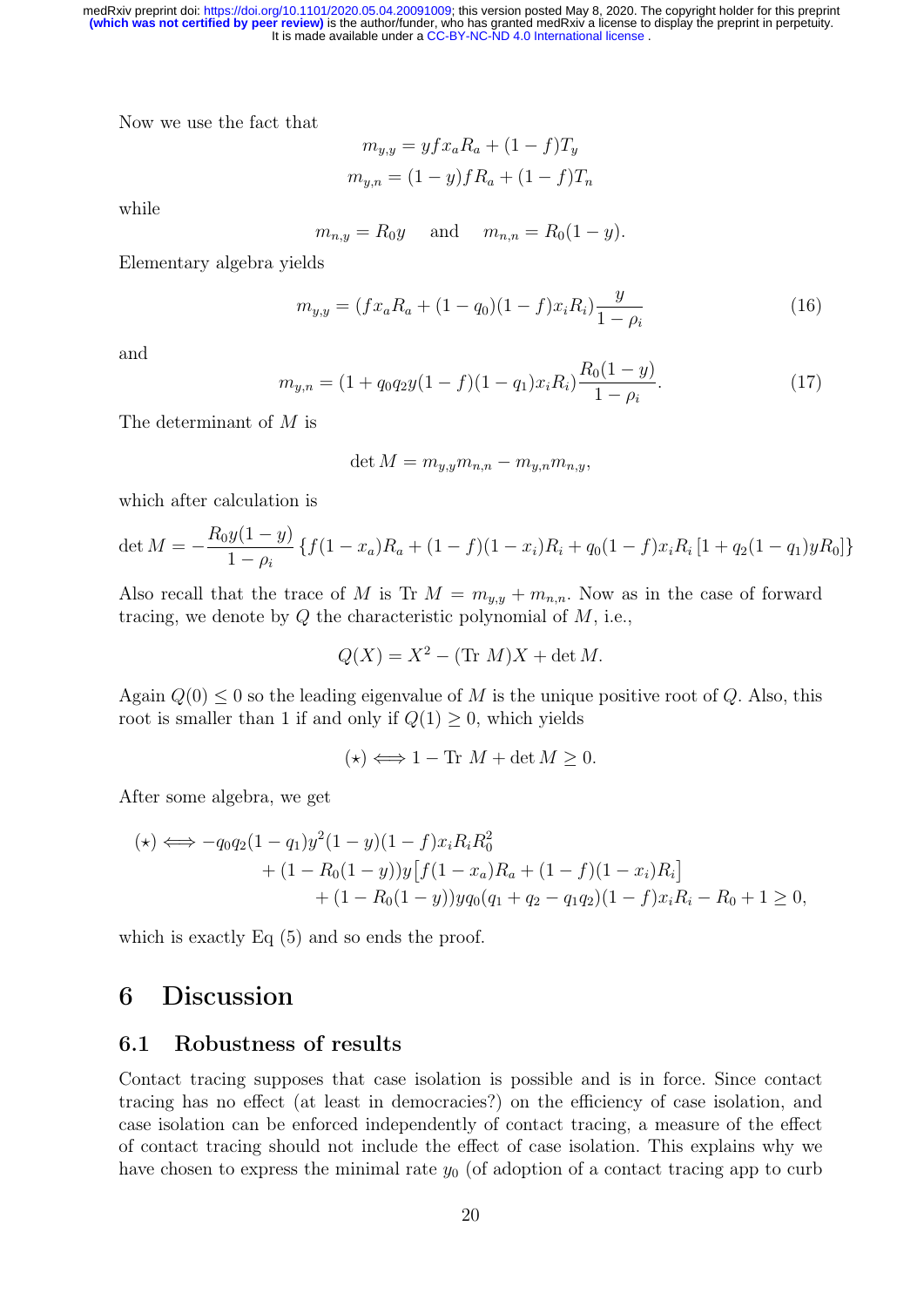Now we use the fact that

$$m_{y,y} = yfx_aR_a + (1-f)T_y$$
$$m_{y,n} = (1-y)fR_a + (1-f)T_n$$

while

$$m_{n,y} = R_0 y \quad \text{and} \quad m_{n,n} = R_0(1-y).$$

Elementary algebra yields

$$m_{y,y} = (fx_aR_a + (1-q_0)(1-f)x_iR_i)\frac{y}{1-\rho_i} \tag{16}$$

and

$$m_{y,n} = (1 + q_0q_2y(1-f)(1-q_1)x_iR_i)\frac{R_0(1-y)}{1-\rho_i}. \tag{17}$$

The determinant of $M$ is

$$\det M = m_{y,y}m_{n,n} - m_{y,n}m_{n,y},$$

which after calculation is

$$\det M = -\frac{R_0y(1-y)}{1-\rho_i}\left\{f(1-x_a)R_a + (1-f)(1-x_i)R_i + q_0(1-f)x_iR_i\left[1 + q_2(1-q_1)yR_0\right]\right\}$$

Also recall that the trace of $M$ is Tr $M = m_{y,y} + m_{n,n}$. Now as in the case of forward tracing, we denote by $Q$ the characteristic polynomial of $M$, i.e.,

$$Q(X) = X^2 - (\text{Tr } M)X + \det M.$$

Again $Q(0) \leq 0$ so the leading eigenvalue of $M$ is the unique positive root of $Q$. Also, this root is smaller than 1 if and only if $Q(1) \geq 0$, which yields

$$(\star) \iff 1 - \text{Tr } M + \det M \geq 0.$$

After some algebra, we get

$$\begin{aligned}
(\star) \iff &-q_0q_2(1-q_1)y^2(1-y)(1-f)x_iR_iR_0^2 \\
&\quad + (1 - R_0(1-y))y\big[f(1-x_a)R_a + (1-f)(1-x_i)R_i\big] \\
&\qquad + (1 - R_0(1-y))yq_0(q_1 + q_2 - q_1q_2)(1-f)x_iR_i - R_0 + 1 \geq 0,
\end{aligned}$$

which is exactly Eq (5) and so ends the proof.

# 6 Discussion

## 6.1 Robustness of results

Contact tracing supposes that case isolation is possible and is in force. Since contact tracing has no effect (at least in democracies?) on the efficiency of case isolation, and case isolation can be enforced independently of contact tracing, a measure of the effect of contact tracing should not include the effect of case isolation. This explains why we have chosen to express the minimal rate $y_0$ (of adoption of a contact tracing app to curb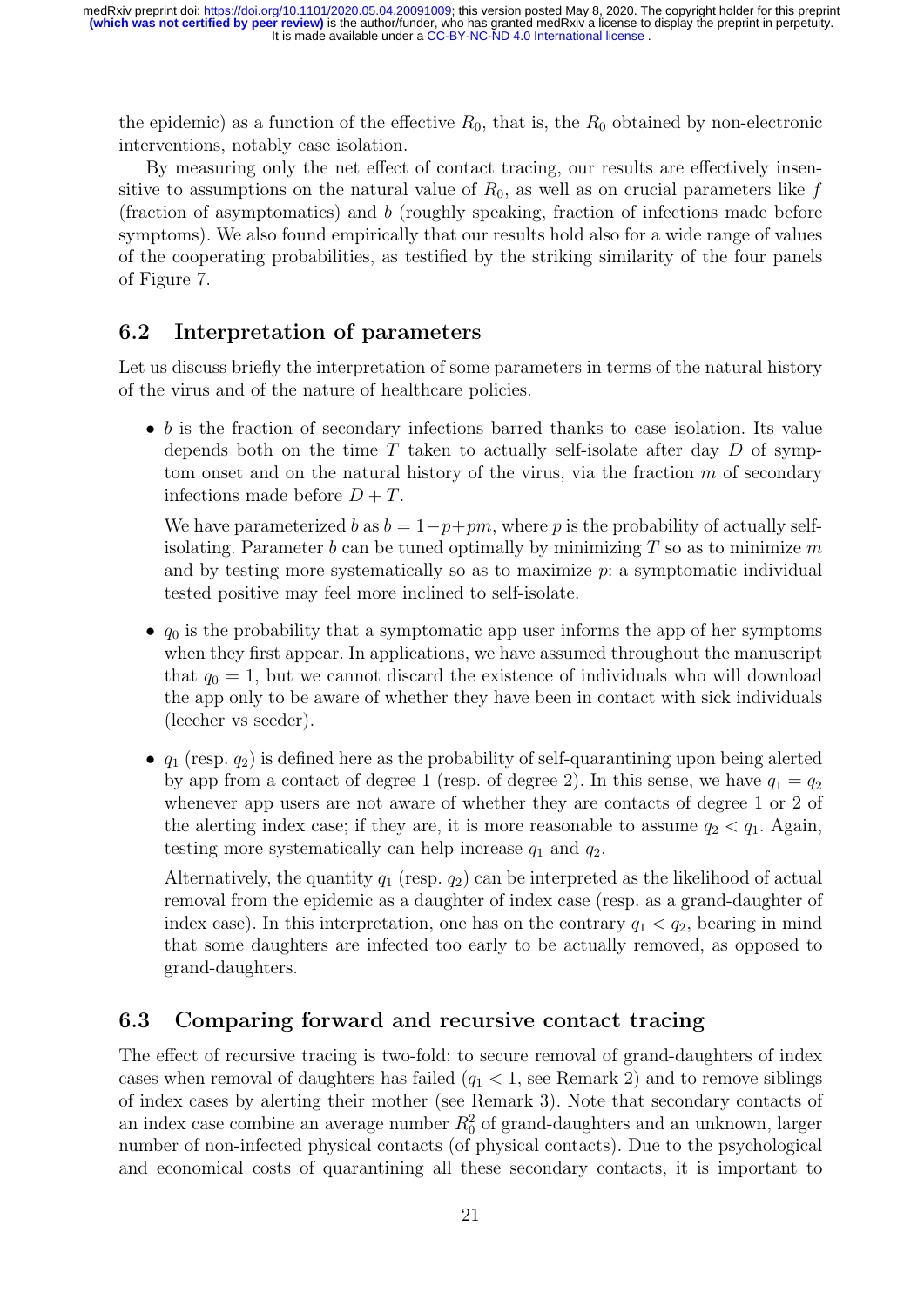the epidemic) as a function of the effective $R_0$, that is, the $R_0$ obtained by non-electronic interventions, notably case isolation.

By measuring only the net effect of contact tracing, our results are effectively insensitive to assumptions on the natural value of $R_0$, as well as on crucial parameters like $f$ (fraction of asymptomatics) and $b$ (roughly speaking, fraction of infections made before symptoms). We also found empirically that our results hold also for a wide range of values of the cooperating probabilities, as testified by the striking similarity of the four panels of Figure 7.

## 6.2 Interpretation of parameters

Let us discuss briefly the interpretation of some parameters in terms of the natural history of the virus and of the nature of healthcare policies.

- $b$ is the fraction of secondary infections barred thanks to case isolation. Its value depends both on the time $T$ taken to actually self-isolate after day $D$ of symptom onset and on the natural history of the virus, via the fraction $m$ of secondary infections made before $D + T$.

  We have parameterized $b$ as $b = 1-p+pm$, where $p$ is the probability of actually self-isolating. Parameter $b$ can be tuned optimally by minimizing $T$ so as to minimize $m$ and by testing more systematically so as to maximize $p$: a symptomatic individual tested positive may feel more inclined to self-isolate.

- $q_0$ is the probability that a symptomatic app user informs the app of her symptoms when they first appear. In applications, we have assumed throughout the manuscript that $q_0 = 1$, but we cannot discard the existence of individuals who will download the app only to be aware of whether they have been in contact with sick individuals (leecher vs seeder).

- $q_1$ (resp. $q_2$) is defined here as the probability of self-quarantining upon being alerted by app from a contact of degree 1 (resp. of degree 2). In this sense, we have $q_1 = q_2$ whenever app users are not aware of whether they are contacts of degree 1 or 2 of the alerting index case; if they are, it is more reasonable to assume $q_2 < q_1$. Again, testing more systematically can help increase $q_1$ and $q_2$.

  Alternatively, the quantity $q_1$ (resp. $q_2$) can be interpreted as the likelihood of actual removal from the epidemic as a daughter of index case (resp. as a grand-daughter of index case). In this interpretation, one has on the contrary $q_1 < q_2$, bearing in mind that some daughters are infected too early to be actually removed, as opposed to grand-daughters.

## 6.3 Comparing forward and recursive contact tracing

The effect of recursive tracing is two-fold: to secure removal of grand-daughters of index cases when removal of daughters has failed ($q_1 < 1$, see Remark 2) and to remove siblings of index cases by alerting their mother (see Remark 3). Note that secondary contacts of an index case combine an average number $R_0^2$ of grand-daughters and an unknown, larger number of non-infected physical contacts (of physical contacts). Due to the psychological and economical costs of quarantining all these secondary contacts, it is important to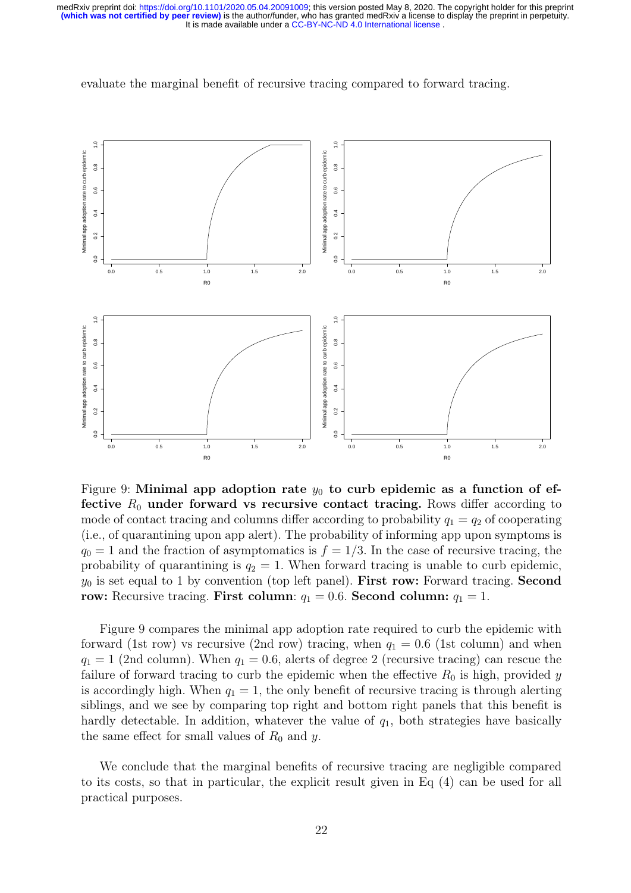evaluate the marginal benefit of recursive tracing compared to forward tracing.

Figure 9: **Minimal app adoption rate $y_0$ to curb epidemic as a function of effective $R_0$ under forward vs recursive contact tracing.** Rows differ according to mode of contact tracing and columns differ according to probability $q_1 = q_2$ of cooperating (i.e., of quarantining upon app alert). The probability of informing app upon symptoms is $q_0 = 1$ and the fraction of asymptomatics is $f = 1/3$. In the case of recursive tracing, the probability of quarantining is $q_2 = 1$. When forward tracing is unable to curb epidemic, $y_0$ is set equal to 1 by convention (top left panel). **First row:** Forward tracing. **Second row:** Recursive tracing. **First column**: $q_1 = 0.6$. **Second column:** $q_1 = 1$.

Figure 9 compares the minimal app adoption rate required to curb the epidemic with forward (1st row) vs recursive (2nd row) tracing, when $q_1 = 0.6$ (1st column) and when $q_1 = 1$ (2nd column). When $q_1 = 0.6$, alerts of degree 2 (recursive tracing) can rescue the failure of forward tracing to curb the epidemic when the effective $R_0$ is high, provided $y$ is accordingly high. When $q_1 = 1$, the only benefit of recursive tracing is through alerting siblings, and we see by comparing top right and bottom right panels that this benefit is hardly detectable. In addition, whatever the value of $q_1$, both strategies have basically the same effect for small values of $R_0$ and $y$.

We conclude that the marginal benefits of recursive tracing are negligible compared to its costs, so that in particular, the explicit result given in Eq (4) can be used for all practical purposes.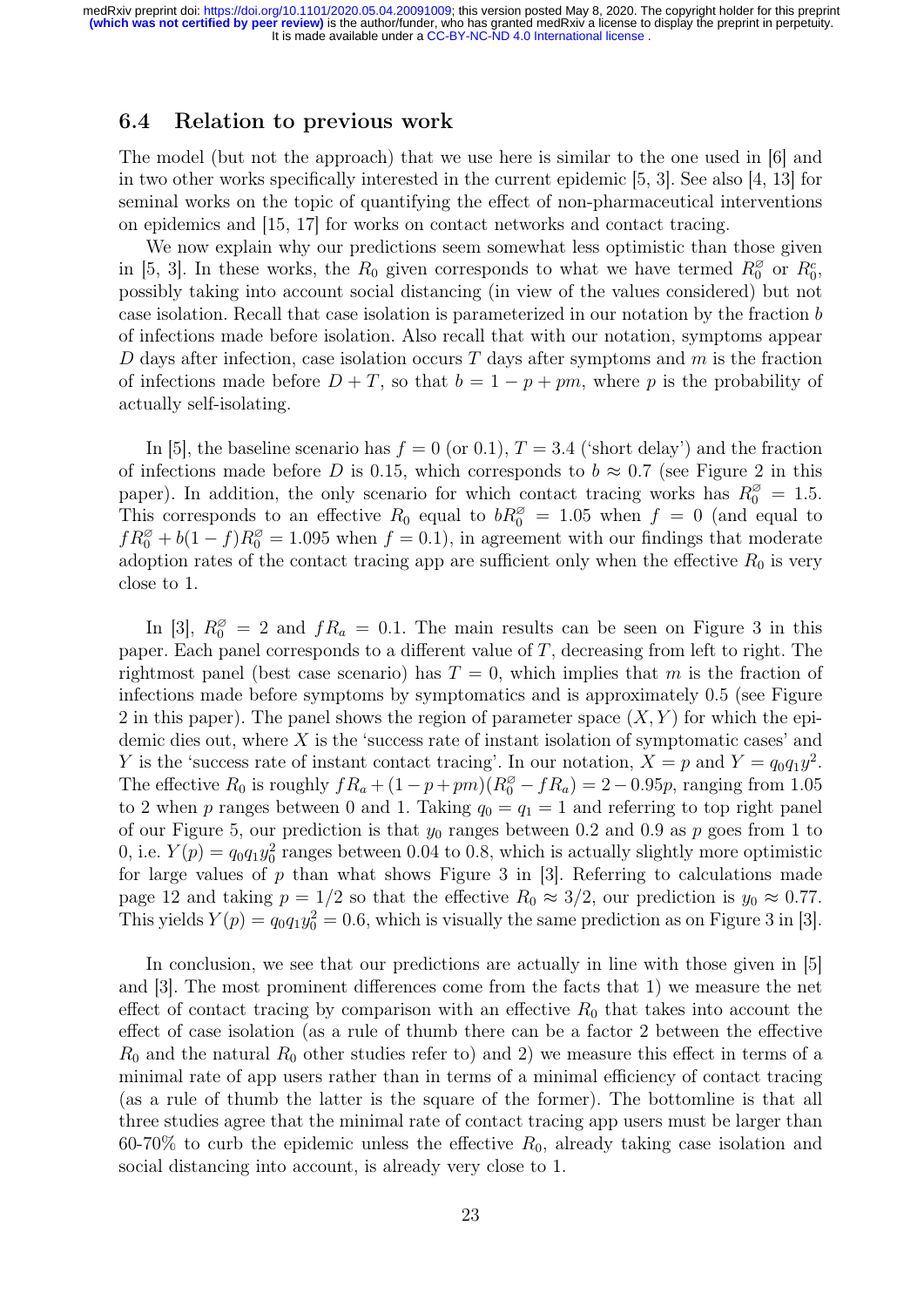### 6.4 Relation to previous work

The model (but not the approach) that we use here is similar to the one used in [6] and in two other works specifically interested in the current epidemic [5, 3]. See also [4, 13] for seminal works on the topic of quantifying the effect of non-pharmaceutical interventions on epidemics and [15, 17] for works on contact networks and contact tracing.

We now explain why our predictions seem somewhat less optimistic than those given in [5, 3]. In these works, the $R_0$ given corresponds to what we have termed $R_0^{\varnothing}$ or $R_0^c$, possibly taking into account social distancing (in view of the values considered) but not case isolation. Recall that case isolation is parameterized in our notation by the fraction $b$ of infections made before isolation. Also recall that with our notation, symptoms appear $D$ days after infection, case isolation occurs $T$ days after symptoms and $m$ is the fraction of infections made before $D + T$, so that $b = 1 - p + pm$, where $p$ is the probability of actually self-isolating.

In [5], the baseline scenario has $f = 0$ (or 0.1), $T = 3.4$ ('short delay') and the fraction of infections made before $D$ is 0.15, which corresponds to $b \approx 0.7$ (see Figure 2 in this paper). In addition, the only scenario for which contact tracing works has $R_0^{\varnothing} = 1.5$. This corresponds to an effective $R_0$ equal to $bR_0^{\varnothing} = 1.05$ when $f = 0$ (and equal to $fR_0^{\varnothing} + b(1-f)R_0^{\varnothing} = 1.095$ when $f = 0.1$), in agreement with our findings that moderate adoption rates of the contact tracing app are sufficient only when the effective $R_0$ is very close to 1.

In [3], $R_0^{\varnothing} = 2$ and $fR_a = 0.1$. The main results can be seen on Figure 3 in this paper. Each panel corresponds to a different value of $T$, decreasing from left to right. The rightmost panel (best case scenario) has $T = 0$, which implies that $m$ is the fraction of infections made before symptoms by symptomatics and is approximately 0.5 (see Figure 2 in this paper). The panel shows the region of parameter space $(X, Y)$ for which the epidemic dies out, where $X$ is the 'success rate of instant isolation of symptomatic cases' and $Y$ is the 'success rate of instant contact tracing'. In our notation, $X = p$ and $Y = q_0 q_1 y^2$. The effective $R_0$ is roughly $fR_a + (1 - p + pm)(R_0^{\varnothing} - fR_a) = 2 - 0.95p$, ranging from 1.05 to 2 when $p$ ranges between 0 and 1. Taking $q_0 = q_1 = 1$ and referring to top right panel of our Figure 5, our prediction is that $y_0$ ranges between 0.2 and 0.9 as $p$ goes from 1 to 0, i.e. $Y(p) = q_0 q_1 y_0^2$ ranges between 0.04 to 0.8, which is actually slightly more optimistic for large values of $p$ than what shows Figure 3 in [3]. Referring to calculations made page 12 and taking $p = 1/2$ so that the effective $R_0 \approx 3/2$, our prediction is $y_0 \approx 0.77$. This yields $Y(p) = q_0 q_1 y_0^2 = 0.6$, which is visually the same prediction as on Figure 3 in [3].

In conclusion, we see that our predictions are actually in line with those given in [5] and [3]. The most prominent differences come from the facts that 1) we measure the net effect of contact tracing by comparison with an effective $R_0$ that takes into account the effect of case isolation (as a rule of thumb there can be a factor 2 between the effective $R_0$ and the natural $R_0$ other studies refer to) and 2) we measure this effect in terms of a minimal rate of app users rather than in terms of a minimal efficiency of contact tracing (as a rule of thumb the latter is the square of the former). The bottomline is that all three studies agree that the minimal rate of contact tracing app users must be larger than 60-70% to curb the epidemic unless the effective $R_0$, already taking case isolation and social distancing into account, is already very close to 1.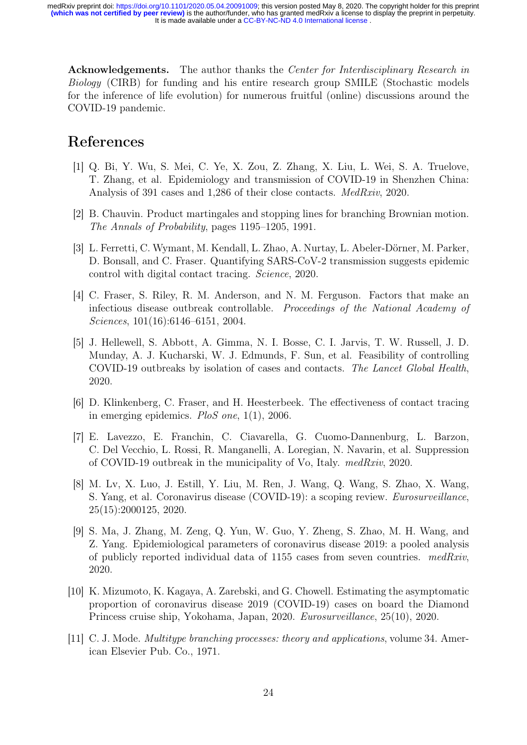**Acknowledgements.** The author thanks the *Center for Interdisciplinary Research in Biology* (CIRB) for funding and his entire research group SMILE (Stochastic models for the inference of life evolution) for numerous fruitful (online) discussions around the COVID-19 pandemic.

# References

[1] Q. Bi, Y. Wu, S. Mei, C. Ye, X. Zou, Z. Zhang, X. Liu, L. Wei, S. A. Truelove, T. Zhang, et al. Epidemiology and transmission of COVID-19 in Shenzhen China: Analysis of 391 cases and 1,286 of their close contacts. *MedRxiv*, 2020.

[2] B. Chauvin. Product martingales and stopping lines for branching Brownian motion. *The Annals of Probability*, pages 1195–1205, 1991.

[3] L. Ferretti, C. Wymant, M. Kendall, L. Zhao, A. Nurtay, L. Abeler-Dörner, M. Parker, D. Bonsall, and C. Fraser. Quantifying SARS-CoV-2 transmission suggests epidemic control with digital contact tracing. *Science*, 2020.

[4] C. Fraser, S. Riley, R. M. Anderson, and N. M. Ferguson. Factors that make an infectious disease outbreak controllable. *Proceedings of the National Academy of Sciences*, 101(16):6146–6151, 2004.

[5] J. Hellewell, S. Abbott, A. Gimma, N. I. Bosse, C. I. Jarvis, T. W. Russell, J. D. Munday, A. J. Kucharski, W. J. Edmunds, F. Sun, et al. Feasibility of controlling COVID-19 outbreaks by isolation of cases and contacts. *The Lancet Global Health*, 2020.

[6] D. Klinkenberg, C. Fraser, and H. Heesterbeek. The effectiveness of contact tracing in emerging epidemics. *PloS one*, 1(1), 2006.

[7] E. Lavezzo, E. Franchin, C. Ciavarella, G. Cuomo-Dannenburg, L. Barzon, C. Del Vecchio, L. Rossi, R. Manganelli, A. Loregian, N. Navarin, et al. Suppression of COVID-19 outbreak in the municipality of Vo, Italy. *medRxiv*, 2020.

[8] M. Lv, X. Luo, J. Estill, Y. Liu, M. Ren, J. Wang, Q. Wang, S. Zhao, X. Wang, S. Yang, et al. Coronavirus disease (COVID-19): a scoping review. *Eurosurveillance*, 25(15):2000125, 2020.

[9] S. Ma, J. Zhang, M. Zeng, Q. Yun, W. Guo, Y. Zheng, S. Zhao, M. H. Wang, and Z. Yang. Epidemiological parameters of coronavirus disease 2019: a pooled analysis of publicly reported individual data of 1155 cases from seven countries. *medRxiv*, 2020.

[10] K. Mizumoto, K. Kagaya, A. Zarebski, and G. Chowell. Estimating the asymptomatic proportion of coronavirus disease 2019 (COVID-19) cases on board the Diamond Princess cruise ship, Yokohama, Japan, 2020. *Eurosurveillance*, 25(10), 2020.

[11] C. J. Mode. *Multitype branching processes: theory and applications*, volume 34. American Elsevier Pub. Co., 1971.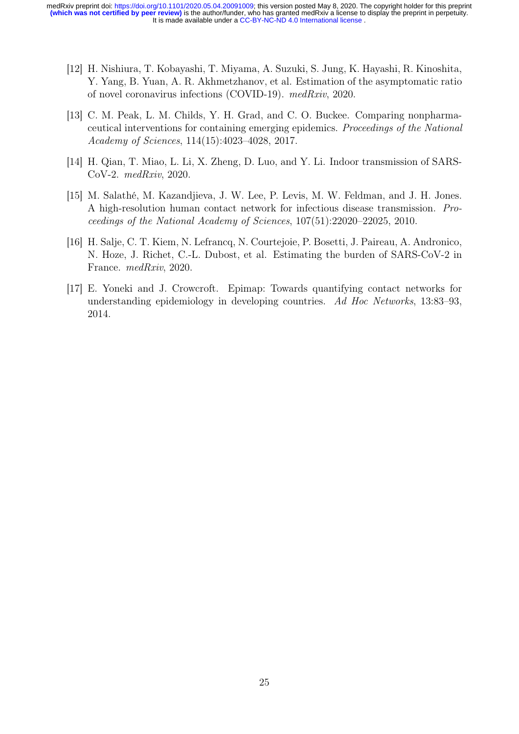[12] H. Nishiura, T. Kobayashi, T. Miyama, A. Suzuki, S. Jung, K. Hayashi, R. Kinoshita, Y. Yang, B. Yuan, A. R. Akhmetzhanov, et al. Estimation of the asymptomatic ratio of novel coronavirus infections (COVID-19). *medRxiv*, 2020.

[13] C. M. Peak, L. M. Childs, Y. H. Grad, and C. O. Buckee. Comparing nonpharmaceutical interventions for containing emerging epidemics. *Proceedings of the National Academy of Sciences*, 114(15):4023–4028, 2017.

[14] H. Qian, T. Miao, L. Li, X. Zheng, D. Luo, and Y. Li. Indoor transmission of SARS-CoV-2. *medRxiv*, 2020.

[15] M. Salathé, M. Kazandjieva, J. W. Lee, P. Levis, M. W. Feldman, and J. H. Jones. A high-resolution human contact network for infectious disease transmission. *Proceedings of the National Academy of Sciences*, 107(51):22020–22025, 2010.

[16] H. Salje, C. T. Kiem, N. Lefrancq, N. Courtejoie, P. Bosetti, J. Paireau, A. Andronico, N. Hoze, J. Richet, C.-L. Dubost, et al. Estimating the burden of SARS-CoV-2 in France. *medRxiv*, 2020.

[17] E. Yoneki and J. Crowcroft. Epimap: Towards quantifying contact networks for understanding epidemiology in developing countries. *Ad Hoc Networks*, 13:83–93, 2014.